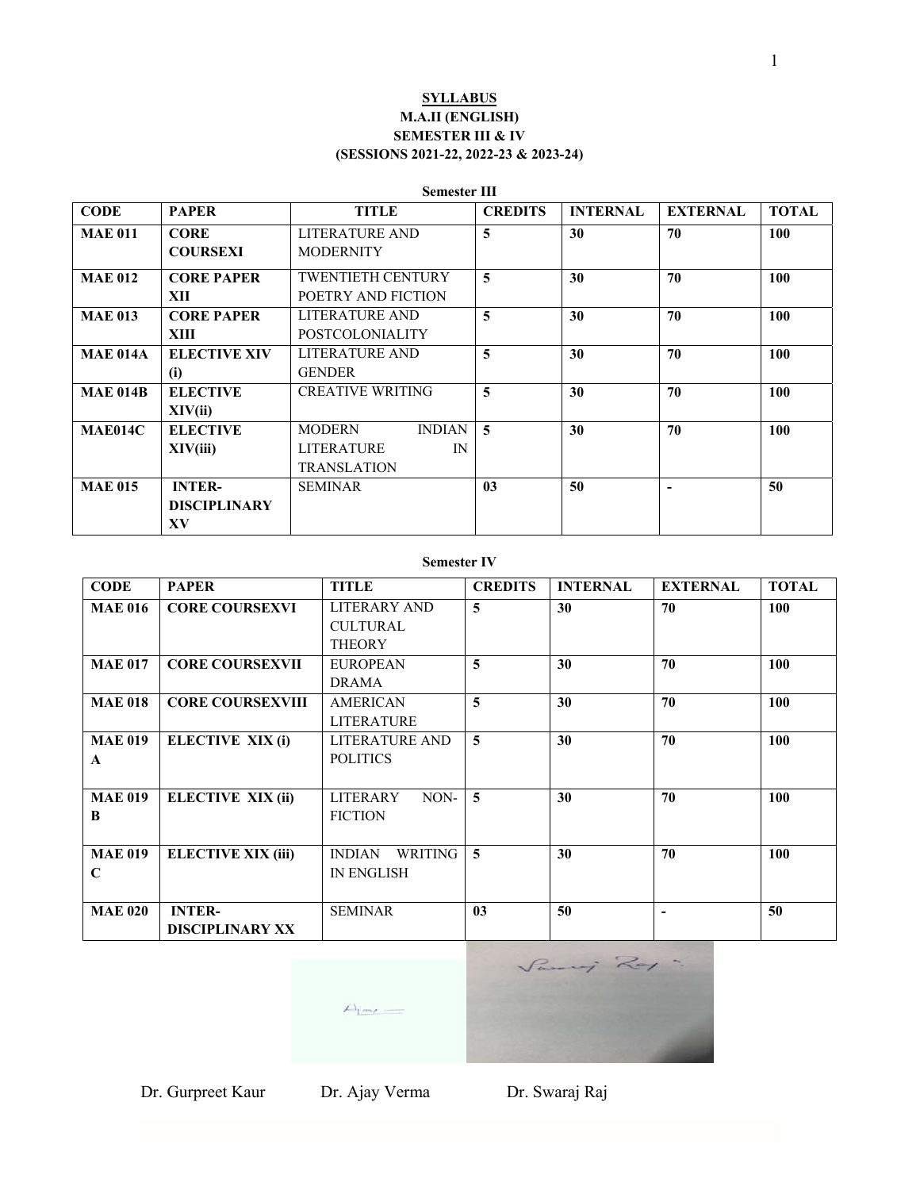**SYLLABUS**

**M.A.II (ENGLISH)**

**SEMESTER III & IV**

**(SESSIONS 2021-22, 2022-23 & 2023-24)**

**Semester III**

| CODE | PAPER | TITLE | CREDITS | INTERNAL | EXTERNAL | TOTAL |
|---|---|---|---|---|---|---|
| **MAE 011** | **CORE COURSEXI** | LITERATURE AND MODERNITY | **5** | **30** | **70** | **100** |
| **MAE 012** | **CORE PAPER XII** | TWENTIETH CENTURY POETRY AND FICTION | **5** | **30** | **70** | **100** |
| **MAE 013** | **CORE PAPER XIII** | LITERATURE AND POSTCOLONIALITY | **5** | **30** | **70** | **100** |
| **MAE 014A** | **ELECTIVE XIV (i)** | LITERATURE AND GENDER | **5** | **30** | **70** | **100** |
| **MAE 014B** | **ELECTIVE XIV(ii)** | CREATIVE WRITING | **5** | **30** | **70** | **100** |
| **MAE014C** | **ELECTIVE XIV(iii)** | MODERN INDIAN LITERATURE IN TRANSLATION | **5** | **30** | **70** | **100** |
| **MAE 015** | **INTER-DISCIPLINARY XV** | SEMINAR | **03** | **50** | **-** | **50** |

**Semester IV**

| CODE | PAPER | TITLE | CREDITS | INTERNAL | EXTERNAL | TOTAL |
|---|---|---|---|---|---|---|
| **MAE 016** | **CORE COURSEXVI** | LITERARY AND CULTURAL THEORY | **5** | **30** | **70** | **100** |
| **MAE 017** | **CORE COURSEXVII** | EUROPEAN DRAMA | **5** | **30** | **70** | **100** |
| **MAE 018** | **CORE COURSEXVIII** | AMERICAN LITERATURE | **5** | **30** | **70** | **100** |
| **MAE 019 A** | **ELECTIVE XIX (i)** | LITERATURE AND POLITICS | **5** | **30** | **70** | **100** |
| **MAE 019 B** | **ELECTIVE XIX (ii)** | LITERARY NON-FICTION | **5** | **30** | **70** | **100** |
| **MAE 019 C** | **ELECTIVE XIX (iii)** | INDIAN WRITING IN ENGLISH | **5** | **30** | **70** | **100** |
| **MAE 020** | **INTER-DISCIPLINARY XX** | SEMINAR | **03** | **50** | **-** | **50** |

Dr. Gurpreet Kaur Dr. Ajay Verma Dr. Swaraj Raj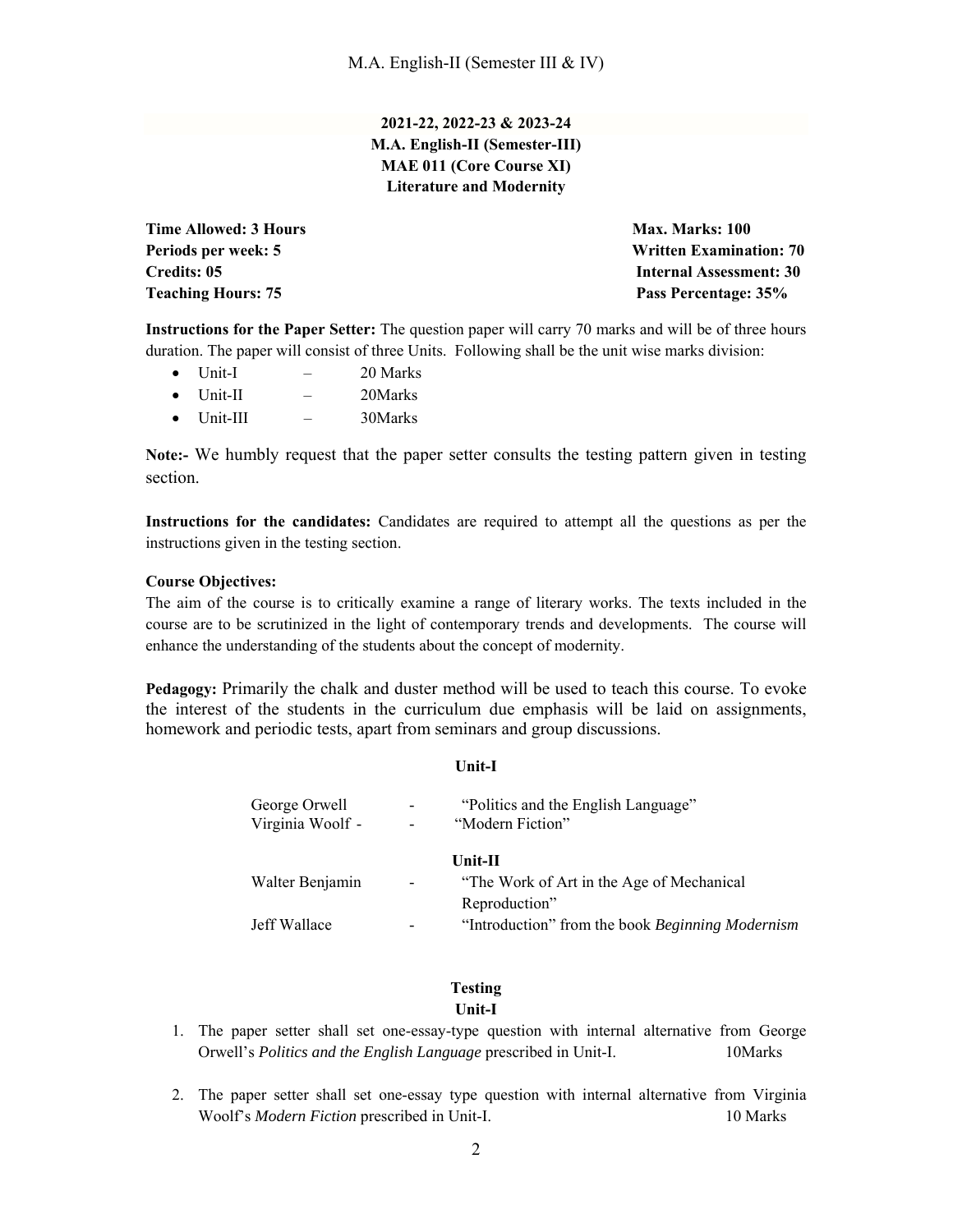**2021-22, 2022-23 & 2023-24**
**M.A. English-II (Semester-III)**
**MAE 011 (Core Course XI)**
**Literature and Modernity**

| | |
|---|---|
| **Time Allowed: 3 Hours** | **Max. Marks: 100** |
| **Periods per week: 5** | **Written Examination: 70** |
| **Credits: 05** | **Internal Assessment: 30** |
| **Teaching Hours: 75** | **Pass Percentage: 35%** |

**Instructions for the Paper Setter:** The question paper will carry 70 marks and will be of three hours duration. The paper will consist of three Units. Following shall be the unit wise marks division:

- Unit-I – 20 Marks
- Unit-II – 20Marks
- Unit-III – 30Marks

**Note:-** We humbly request that the paper setter consults the testing pattern given in testing section.

**Instructions for the candidates:** Candidates are required to attempt all the questions as per the instructions given in the testing section.

**Course Objectives:**
The aim of the course is to critically examine a range of literary works. The texts included in the course are to be scrutinized in the light of contemporary trends and developments. The course will enhance the understanding of the students about the concept of modernity.

**Pedagogy:** Primarily the chalk and duster method will be used to teach this course. To evoke the interest of the students in the curriculum due emphasis will be laid on assignments, homework and periodic tests, apart from seminars and group discussions.

**Unit-I**

George Orwell - "Politics and the English Language"
Virginia Woolf - - "Modern Fiction"

**Unit-II**

Walter Benjamin - "The Work of Art in the Age of Mechanical Reproduction"
Jeff Wallace - "Introduction" from the book *Beginning Modernism*

**Testing**

**Unit-I**

1. The paper setter shall set one-essay-type question with internal alternative from George Orwell's *Politics and the English Language* prescribed in Unit-I. 10Marks

2. The paper setter shall set one-essay type question with internal alternative from Virginia Woolf's *Modern Fiction* prescribed in Unit-I. 10 Marks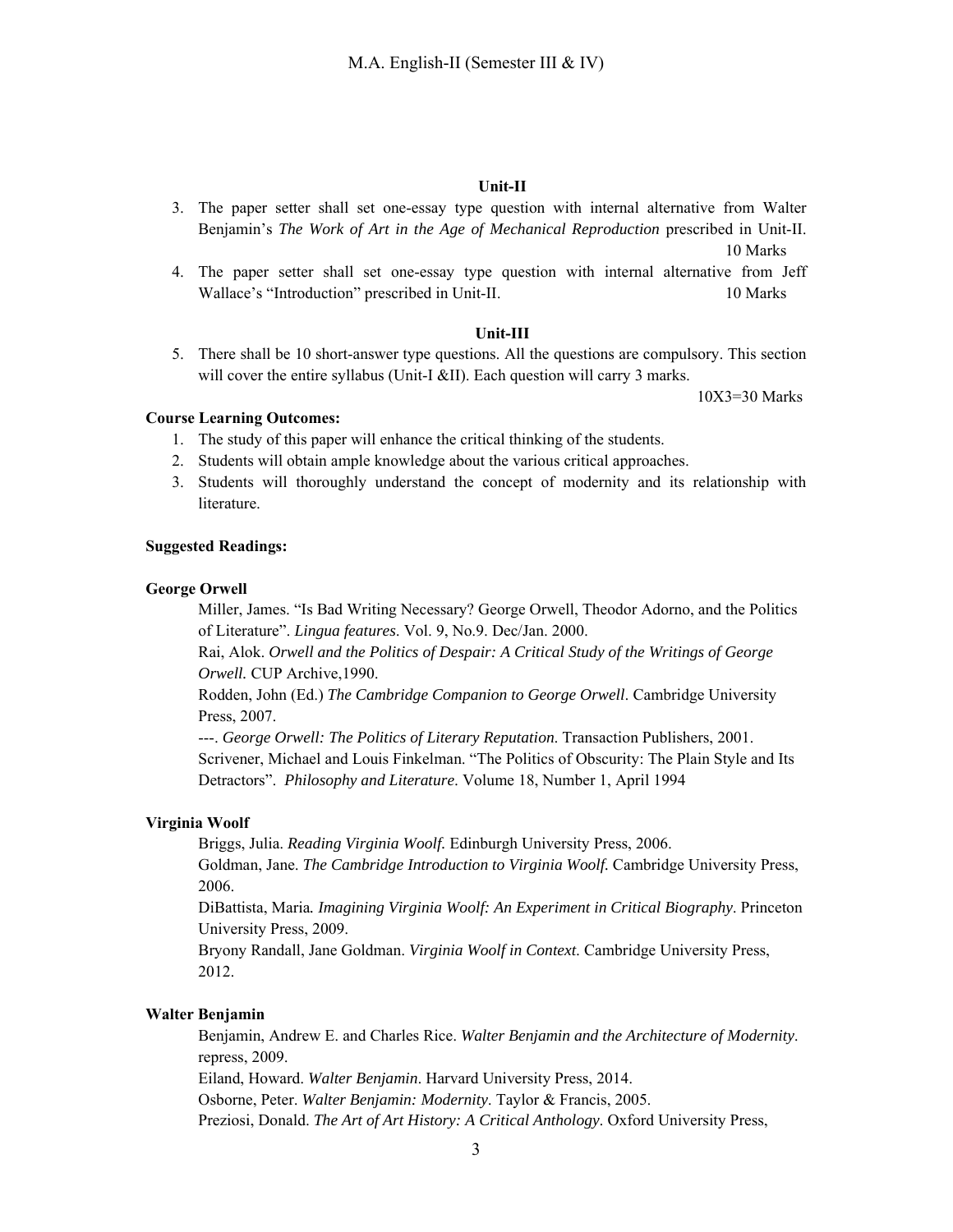### Unit-II

3. The paper setter shall set one-essay type question with internal alternative from Walter Benjamin's *The Work of Art in the Age of Mechanical Reproduction* prescribed in Unit-II. 10 Marks
4. The paper setter shall set one-essay type question with internal alternative from Jeff Wallace's "Introduction" prescribed in Unit-II. 10 Marks

### Unit-III

5. There shall be 10 short-answer type questions. All the questions are compulsory. This section will cover the entire syllabus (Unit-I &II). Each question will carry 3 marks. 10X3=30 Marks

**Course Learning Outcomes:**

1. The study of this paper will enhance the critical thinking of the students.
2. Students will obtain ample knowledge about the various critical approaches.
3. Students will thoroughly understand the concept of modernity and its relationship with literature.

**Suggested Readings:**

**George Orwell**

Miller, James. "Is Bad Writing Necessary? George Orwell, Theodor Adorno, and the Politics of Literature". *Lingua features*. Vol. 9, No.9. Dec/Jan. 2000.

Rai, Alok. *Orwell and the Politics of Despair: A Critical Study of the Writings of George Orwell.* CUP Archive,1990.

Rodden, John (Ed.) *The Cambridge Companion to George Orwell*. Cambridge University Press, 2007.

---. *George Orwell: The Politics of Literary Reputation*. Transaction Publishers, 2001.

Scrivener, Michael and Louis Finkelman. "The Politics of Obscurity: The Plain Style and Its Detractors". *Philosophy and Literature*. Volume 18, Number 1, April 1994

**Virginia Woolf**

Briggs, Julia. *Reading Virginia Woolf.* Edinburgh University Press, 2006.

Goldman, Jane. *The Cambridge Introduction to Virginia Woolf.* Cambridge University Press, 2006.

DiBattista, Maria. *Imagining Virginia Woolf: An Experiment in Critical Biography*. Princeton University Press, 2009.

Bryony Randall, Jane Goldman. *Virginia Woolf in Context*. Cambridge University Press, 2012.

**Walter Benjamin**

Benjamin, Andrew E. and Charles Rice. *Walter Benjamin and the Architecture of Modernity*. repress, 2009.

Eiland, Howard. *Walter Benjamin*. Harvard University Press, 2014.

Osborne, Peter. *Walter Benjamin: Modernity*. Taylor & Francis, 2005.

Preziosi, Donald. *The Art of Art History: A Critical Anthology*. Oxford University Press,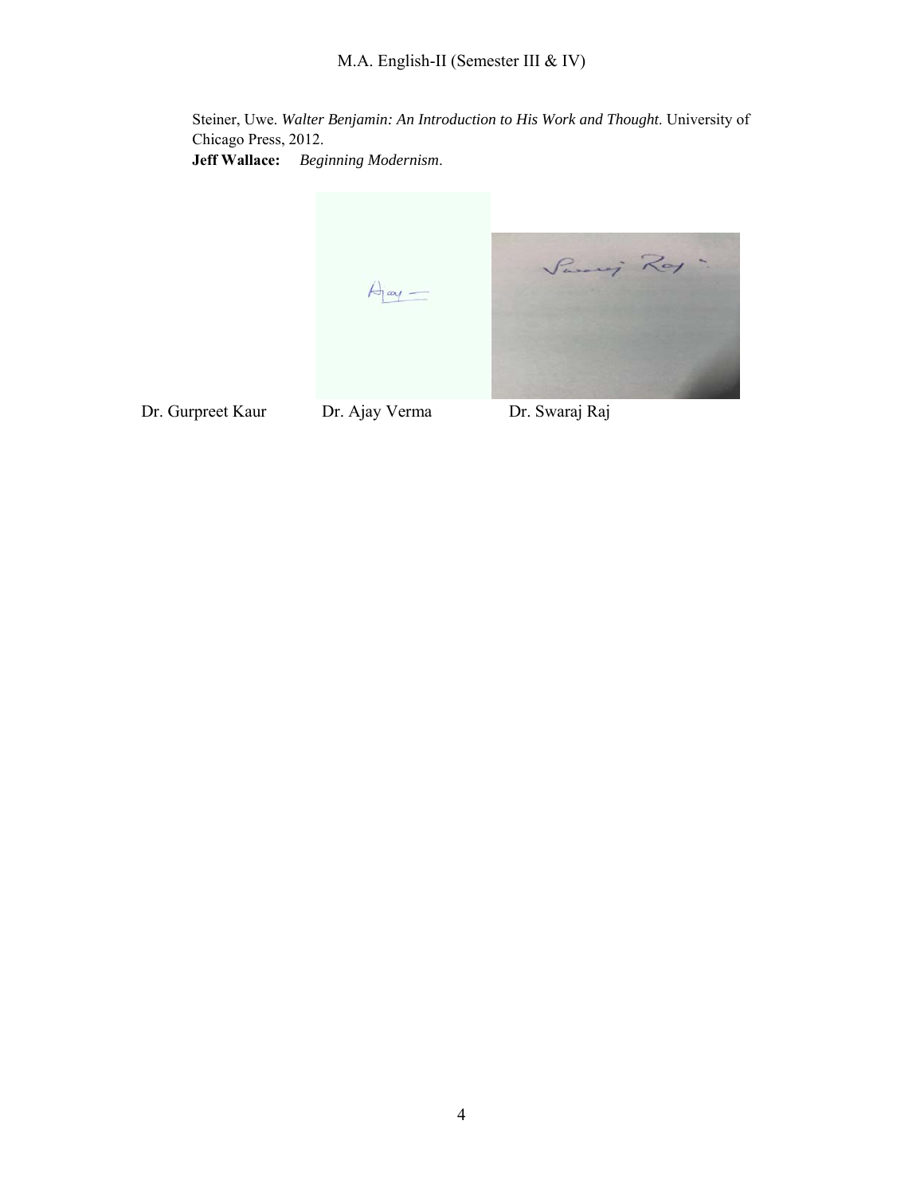Steiner, Uwe. *Walter Benjamin: An Introduction to His Work and Thought*. University of Chicago Press, 2012.

**Jeff Wallace:** *Beginning Modernism*.

Dr. Gurpreet Kaur    Dr. Ajay Verma    Dr. Swaraj Raj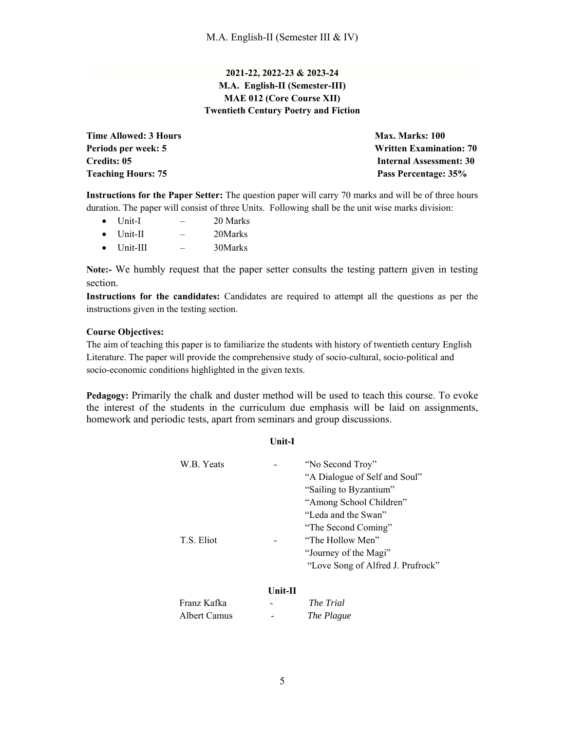**2021-22, 2022-23 & 2023-24**
**M.A. English-II (Semester-III)**
**MAE 012 (Core Course XII)**
**Twentieth Century Poetry and Fiction**

| | |
|---|---|
| **Time Allowed: 3 Hours** | **Max. Marks: 100** |
| **Periods per week: 5** | **Written Examination: 70** |
| **Credits: 05** | **Internal Assessment: 30** |
| **Teaching Hours: 75** | **Pass Percentage: 35%** |

**Instructions for the Paper Setter:** The question paper will carry 70 marks and will be of three hours duration. The paper will consist of three Units. Following shall be the unit wise marks division:

- Unit-I – 20 Marks
- Unit-II – 20Marks
- Unit-III – 30Marks

**Note:-** We humbly request that the paper setter consults the testing pattern given in testing section.

**Instructions for the candidates:** Candidates are required to attempt all the questions as per the instructions given in the testing section.

**Course Objectives:**

The aim of teaching this paper is to familiarize the students with history of twentieth century English Literature. The paper will provide the comprehensive study of socio-cultural, socio-political and socio-economic conditions highlighted in the given texts.

**Pedagogy:** Primarily the chalk and duster method will be used to teach this course. To evoke the interest of the students in the curriculum due emphasis will be laid on assignments, homework and periodic tests, apart from seminars and group discussions.

**Unit-I**

| | | |
|---|---|---|
| W.B. Yeats | - | "No Second Troy" |
| | | "A Dialogue of Self and Soul" |
| | | "Sailing to Byzantium" |
| | | "Among School Children" |
| | | "Leda and the Swan" |
| | | "The Second Coming" |
| T.S. Eliot | - | "The Hollow Men" |
| | | "Journey of the Magi" |
| | | "Love Song of Alfred J. Prufrock" |

**Unit-II**

| | | |
|---|---|---|
| Franz Kafka | - | *The Trial* |
| Albert Camus | - | *The Plague* |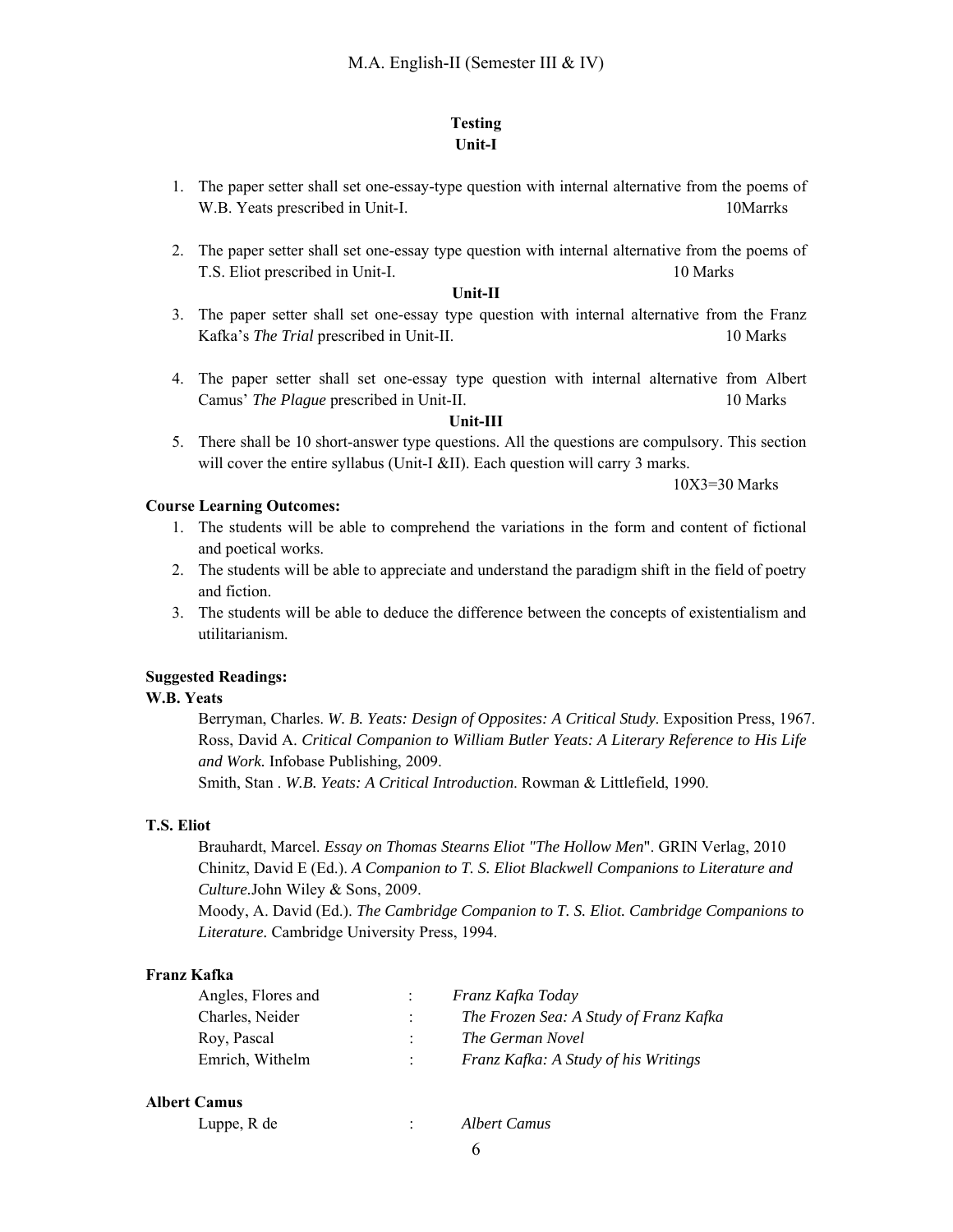### Testing

#### Unit-I

1. The paper setter shall set one-essay-type question with internal alternative from the poems of W.B. Yeats prescribed in Unit-I. 10Marrks

2. The paper setter shall set one-essay type question with internal alternative from the poems of T.S. Eliot prescribed in Unit-I. 10 Marks

#### Unit-II

3. The paper setter shall set one-essay type question with internal alternative from the Franz Kafka's *The Trial* prescribed in Unit-II. 10 Marks

4. The paper setter shall set one-essay type question with internal alternative from Albert Camus' *The Plague* prescribed in Unit-II. 10 Marks

#### Unit-III

5. There shall be 10 short-answer type questions. All the questions are compulsory. This section will cover the entire syllabus (Unit-I &II). Each question will carry 3 marks.

   10X3=30 Marks

**Course Learning Outcomes:**

1. The students will be able to comprehend the variations in the form and content of fictional and poetical works.
2. The students will be able to appreciate and understand the paradigm shift in the field of poetry and fiction.
3. The students will be able to deduce the difference between the concepts of existentialism and utilitarianism.

**Suggested Readings:**

**W.B. Yeats**

Berryman, Charles. *W. B. Yeats: Design of Opposites: A Critical Study*. Exposition Press, 1967.
Ross, David A. *Critical Companion to William Butler Yeats: A Literary Reference to His Life and Work.* Infobase Publishing, 2009.
Smith, Stan . *W.B. Yeats: A Critical Introduction*. Rowman & Littlefield, 1990.

**T.S. Eliot**

Brauhardt, Marcel. *Essay on Thomas Stearns Eliot "The Hollow Men*". GRIN Verlag, 2010
Chinitz, David E (Ed.). *A Companion to T. S. Eliot Blackwell Companions to Literature and Culture.*John Wiley & Sons, 2009.
Moody, A. David (Ed.). *The Cambridge Companion to T. S. Eliot. Cambridge Companions to Literature.* Cambridge University Press, 1994.

**Franz Kafka**

| | | |
|---|---|---|
| Angles, Flores and | : | *Franz Kafka Today* |
| Charles, Neider | : | *The Frozen Sea: A Study of Franz Kafka* |
| Roy, Pascal | : | *The German Novel* |
| Emrich, Withelm | : | *Franz Kafka: A Study of his Writings* |

**Albert Camus**

| | | |
|---|---|---|
| Luppe, R de | : | *Albert Camus* |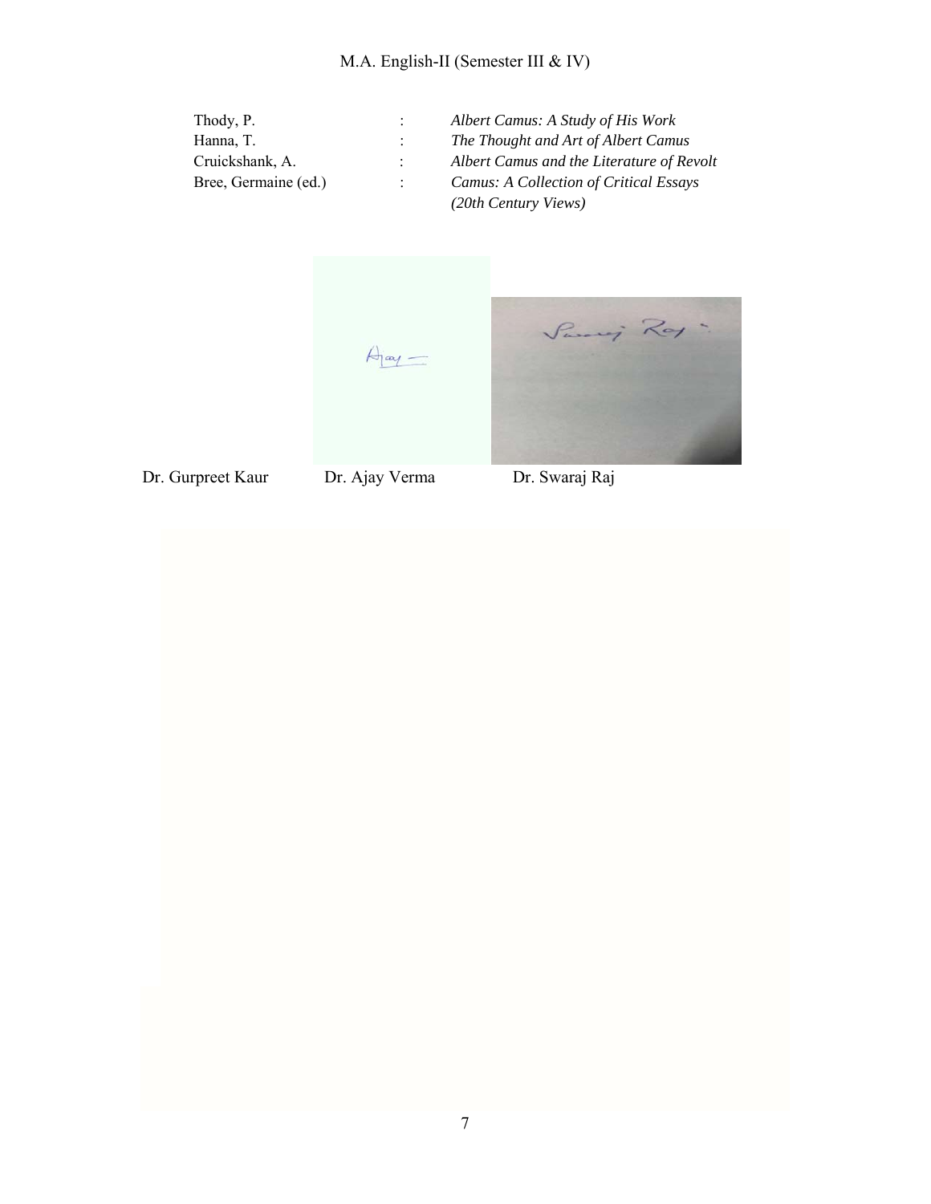| | | |
|---|---|---|
| Thody, P. | : | *Albert Camus: A Study of His Work* |
| Hanna, T. | : | *The Thought and Art of Albert Camus* |
| Cruickshank, A. | : | *Albert Camus and the Literature of Revolt* |
| Bree, Germaine (ed.) | : | *Camus: A Collection of Critical Essays (20th Century Views)* |

Dr. Gurpreet Kaur Dr. Ajay Verma Dr. Swaraj Raj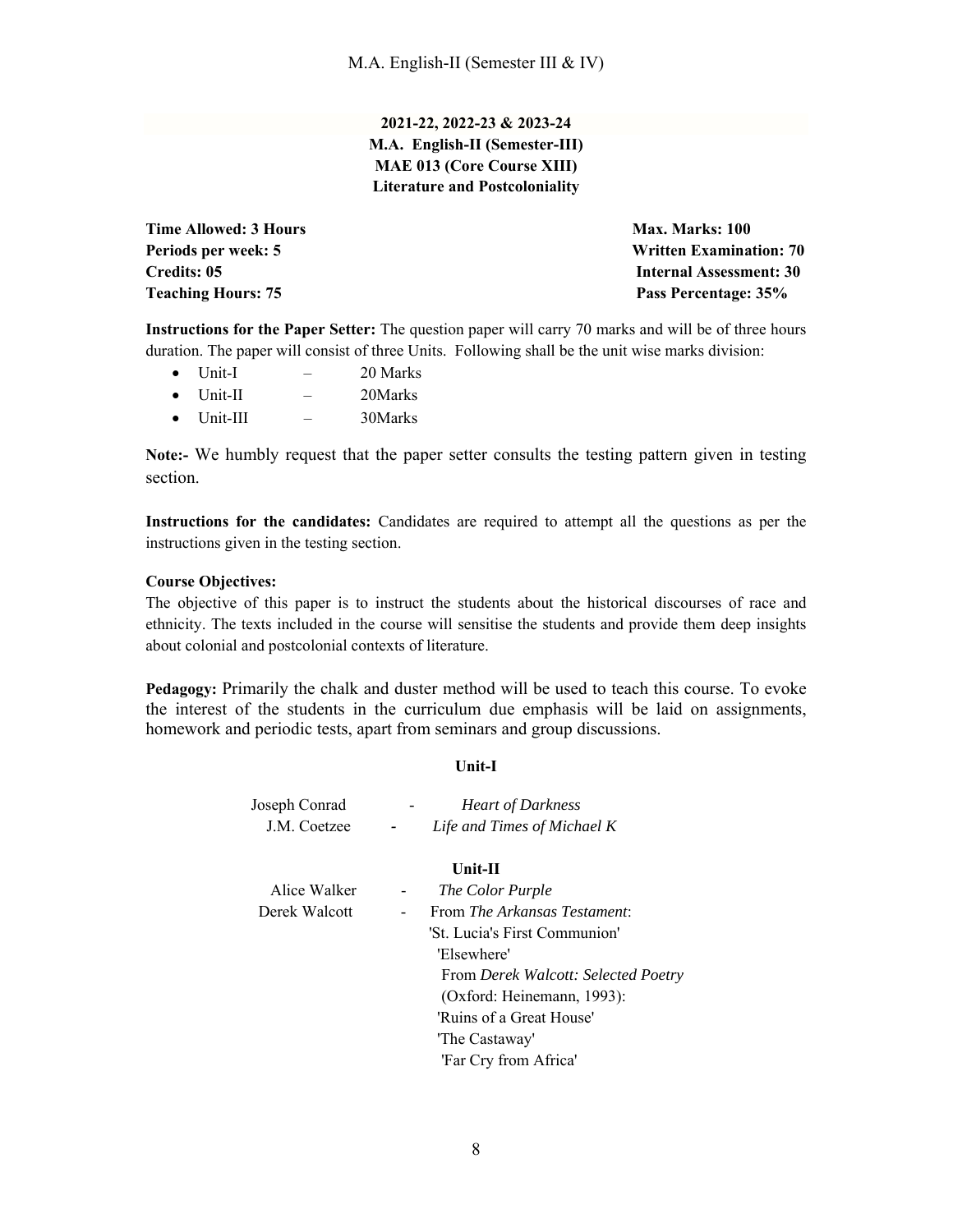**2021-22, 2022-23 & 2023-24**
**M.A. English-II (Semester-III)**
**MAE 013 (Core Course XIII)**
**Literature and Postcoloniality**

| | |
|---|---|
| **Time Allowed: 3 Hours** | **Max. Marks: 100** |
| **Periods per week: 5** | **Written Examination: 70** |
| **Credits: 05** | **Internal Assessment: 30** |
| **Teaching Hours: 75** | **Pass Percentage: 35%** |

**Instructions for the Paper Setter:** The question paper will carry 70 marks and will be of three hours duration. The paper will consist of three Units. Following shall be the unit wise marks division:

- Unit-I – 20 Marks
- Unit-II – 20Marks
- Unit-III – 30Marks

**Note:-** We humbly request that the paper setter consults the testing pattern given in testing section.

**Instructions for the candidates:** Candidates are required to attempt all the questions as per the instructions given in the testing section.

**Course Objectives:**
The objective of this paper is to instruct the students about the historical discourses of race and ethnicity. The texts included in the course will sensitise the students and provide them deep insights about colonial and postcolonial contexts of literature.

**Pedagogy:** Primarily the chalk and duster method will be used to teach this course. To evoke the interest of the students in the curriculum due emphasis will be laid on assignments, homework and periodic tests, apart from seminars and group discussions.

**Unit-I**

Joseph Conrad - *Heart of Darkness*
J.M. Coetzee - *Life and Times of Michael K*

**Unit-II**

Alice Walker - *The Color Purple*
Derek Walcott - From *The Arkansas Testament*:
'St. Lucia's First Communion'
'Elsewhere'
From *Derek Walcott: Selected Poetry* (Oxford: Heinemann, 1993):
'Ruins of a Great House'
'The Castaway'
'Far Cry from Africa'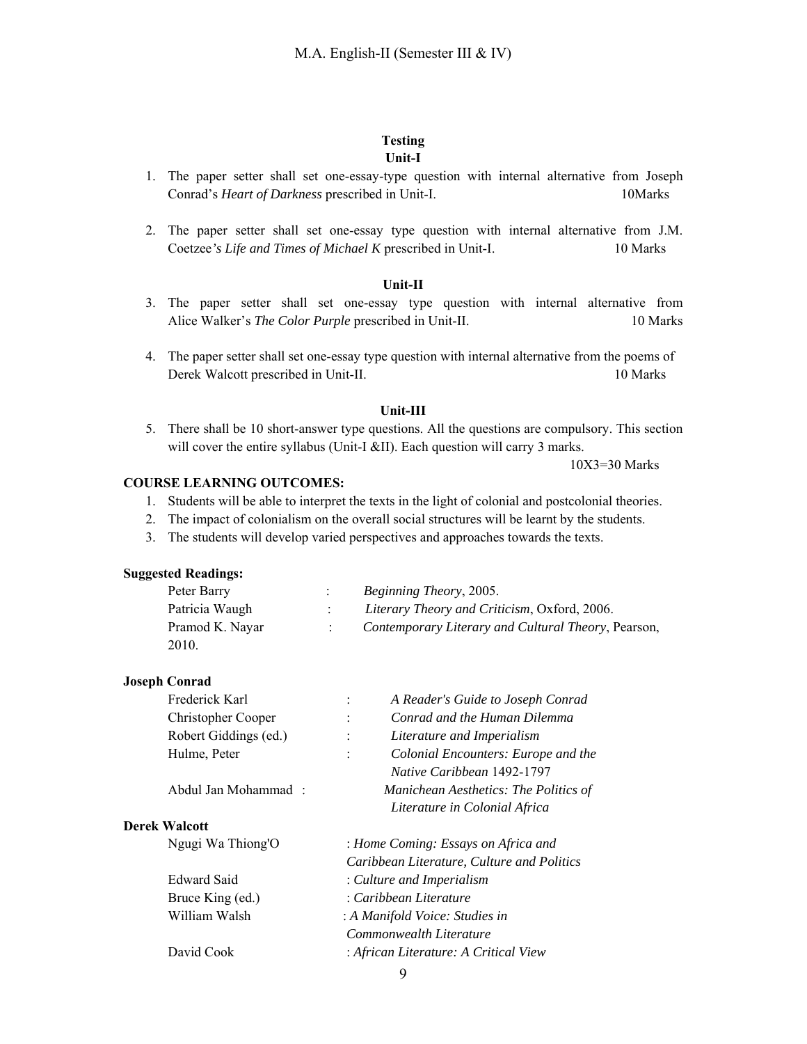## Testing

### Unit-I

1. The paper setter shall set one-essay-type question with internal alternative from Joseph Conrad's *Heart of Darkness* prescribed in Unit-I. 10Marks

2. The paper setter shall set one-essay type question with internal alternative from J.M. Coetzee*'s Life and Times of Michael K* prescribed in Unit-I. 10 Marks

### Unit-II

3. The paper setter shall set one-essay type question with internal alternative from Alice Walker's *The Color Purple* prescribed in Unit-II. 10 Marks

4. The paper setter shall set one-essay type question with internal alternative from the poems of Derek Walcott prescribed in Unit-II. 10 Marks

### Unit-III

5. There shall be 10 short-answer type questions. All the questions are compulsory. This section will cover the entire syllabus (Unit-I &II). Each question will carry 3 marks.
 10X3=30 Marks

**COURSE LEARNING OUTCOMES:**

1. Students will be able to interpret the texts in the light of colonial and postcolonial theories.
2. The impact of colonialism on the overall social structures will be learnt by the students.
3. The students will develop varied perspectives and approaches towards the texts.

**Suggested Readings:**

Peter Barry : *Beginning Theory*, 2005.
Patricia Waugh : *Literary Theory and Criticism*, Oxford, 2006.
Pramod K. Nayar : *Contemporary Literary and Cultural Theory*, Pearson, 2010.

**Joseph Conrad**

Frederick Karl : *A Reader's Guide to Joseph Conrad*
Christopher Cooper : *Conrad and the Human Dilemma*
Robert Giddings (ed.) : *Literature and Imperialism*
Hulme, Peter : *Colonial Encounters: Europe and the Native Caribbean* 1492-1797
Abdul Jan Mohammad : *Manichean Aesthetics: The Politics of Literature in Colonial Africa*

**Derek Walcott**

Ngugi Wa Thiong'O : *Home Coming: Essays on Africa and Caribbean Literature, Culture and Politics*
Edward Said : *Culture and Imperialism*
Bruce King (ed.) : *Caribbean Literature*
William Walsh : *A Manifold Voice: Studies in Commonwealth Literature*
David Cook : *African Literature: A Critical View*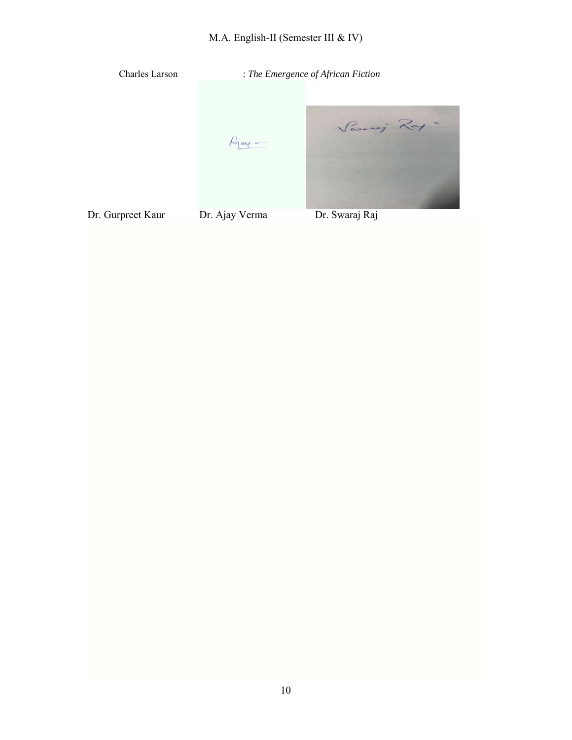Charles Larson : *The Emergence of African Fiction*

Dr. Gurpreet Kaur Dr. Ajay Verma Dr. Swaraj Raj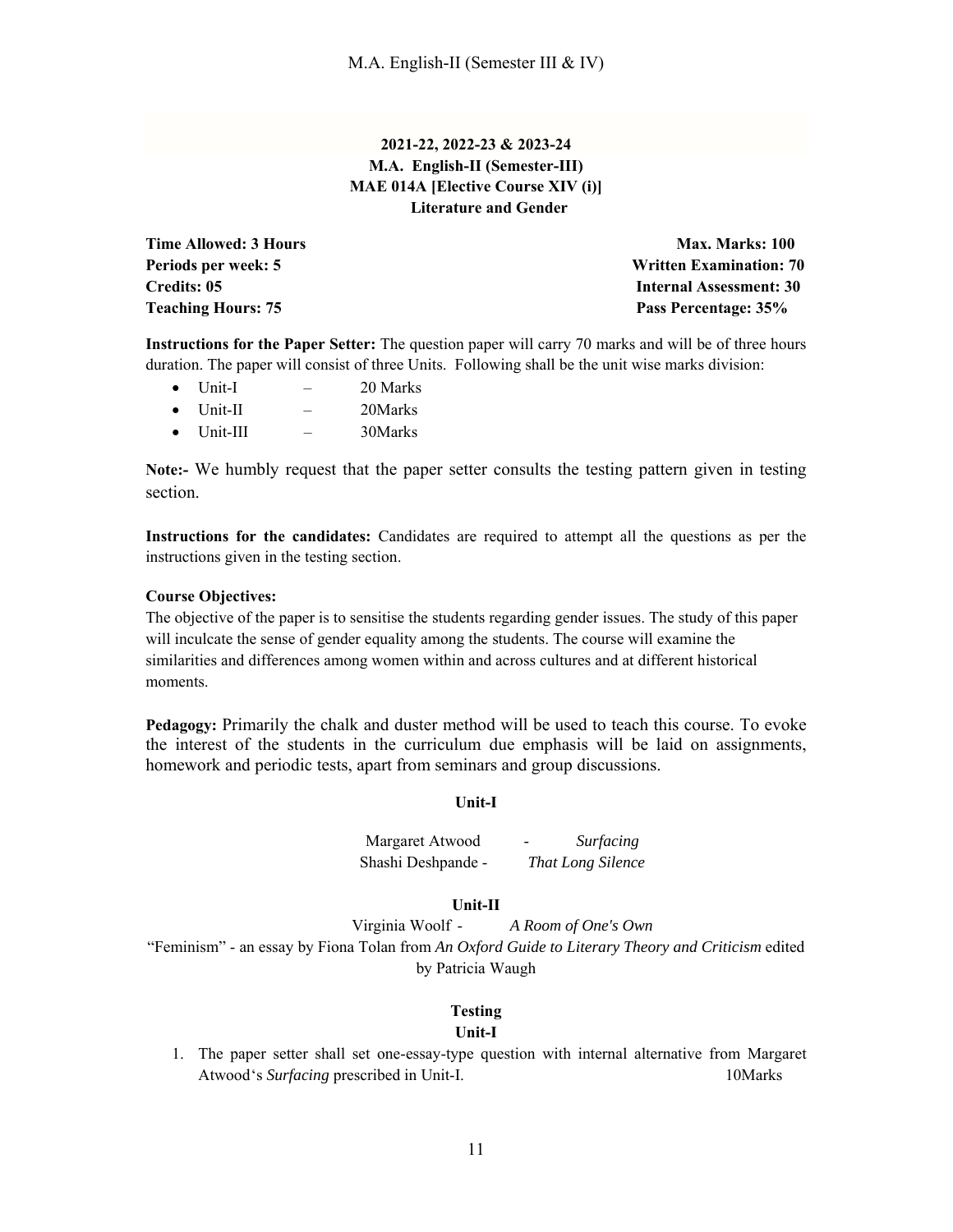**2021-22, 2022-23 & 2023-24**
**M.A. English-II (Semester-III)**
**MAE 014A [Elective Course XIV (i)]**
**Literature and Gender**

**Time Allowed: 3 Hours** | **Max. Marks: 100**
**Periods per week: 5** | **Written Examination: 70**
**Credits: 05** | **Internal Assessment: 30**
**Teaching Hours: 75** | **Pass Percentage: 35%**

**Instructions for the Paper Setter:** The question paper will carry 70 marks and will be of three hours duration. The paper will consist of three Units. Following shall be the unit wise marks division:

- Unit-I – 20 Marks
- Unit-II – 20Marks
- Unit-III – 30Marks

**Note:-** We humbly request that the paper setter consults the testing pattern given in testing section.

**Instructions for the candidates:** Candidates are required to attempt all the questions as per the instructions given in the testing section.

**Course Objectives:**
The objective of the paper is to sensitise the students regarding gender issues. The study of this paper will inculcate the sense of gender equality among the students. The course will examine the similarities and differences among women within and across cultures and at different historical moments.

**Pedagogy:** Primarily the chalk and duster method will be used to teach this course. To evoke the interest of the students in the curriculum due emphasis will be laid on assignments, homework and periodic tests, apart from seminars and group discussions.

**Unit-I**

Margaret Atwood - *Surfacing*
Shashi Deshpande - *That Long Silence*

**Unit-II**

Virginia Woolf - *A Room of One's Own*
"Feminism" - an essay by Fiona Tolan from *An Oxford Guide to Literary Theory and Criticism* edited by Patricia Waugh

**Testing**

**Unit-I**

1. The paper setter shall set one-essay-type question with internal alternative from Margaret Atwood's *Surfacing* prescribed in Unit-I. 10Marks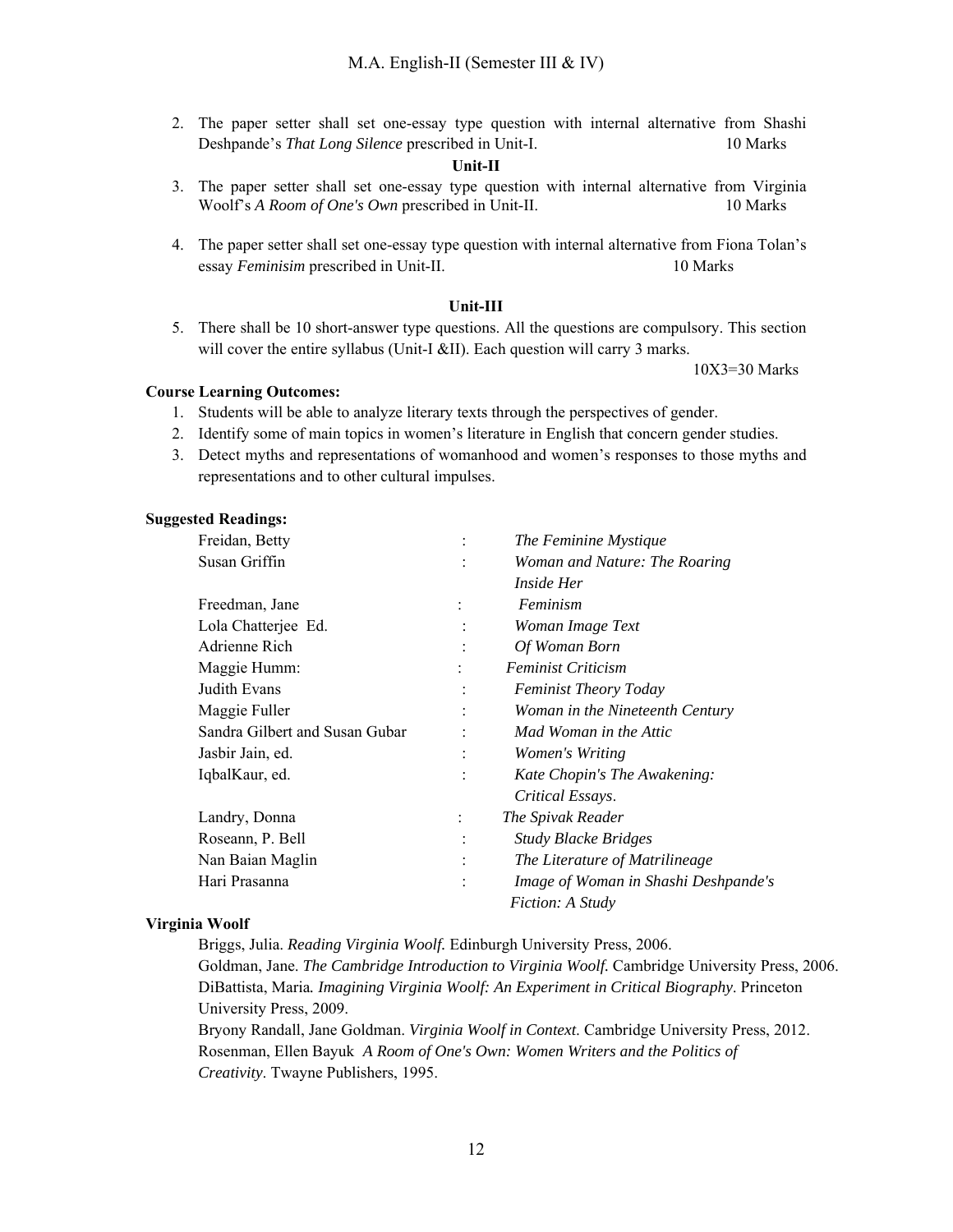2. The paper setter shall set one-essay type question with internal alternative from Shashi Deshpande's *That Long Silence* prescribed in Unit-I. 10 Marks

**Unit-II**

3. The paper setter shall set one-essay type question with internal alternative from Virginia Woolf's *A Room of One's Own* prescribed in Unit-II. 10 Marks

4. The paper setter shall set one-essay type question with internal alternative from Fiona Tolan's essay *Feminisim* prescribed in Unit-II. 10 Marks

**Unit-III**

5. There shall be 10 short-answer type questions. All the questions are compulsory. This section will cover the entire syllabus (Unit-I &II). Each question will carry 3 marks.
   10X3=30 Marks

**Course Learning Outcomes:**

1. Students will be able to analyze literary texts through the perspectives of gender.
2. Identify some of main topics in women's literature in English that concern gender studies.
3. Detect myths and representations of womanhood and women's responses to those myths and representations and to other cultural impulses.

**Suggested Readings:**

| | | |
|---|---|---|
| Freidan, Betty | : | *The Feminine Mystique* |
| Susan Griffin | : | *Woman and Nature: The Roaring Inside Her* |
| Freedman, Jane | : | *Feminism* |
| Lola Chatterjee Ed. | : | *Woman Image Text* |
| Adrienne Rich | : | *Of Woman Born* |
| Maggie Humm: | : | *Feminist Criticism* |
| Judith Evans | : | *Feminist Theory Today* |
| Maggie Fuller | : | *Woman in the Nineteenth Century* |
| Sandra Gilbert and Susan Gubar | : | *Mad Woman in the Attic* |
| Jasbir Jain, ed. | : | *Women's Writing* |
| IqbalKaur, ed. | : | *Kate Chopin's The Awakening: Critical Essays*. |
| Landry, Donna | : | *The Spivak Reader* |
| Roseann, P. Bell | : | *Study Blacke Bridges* |
| Nan Baian Maglin | : | *The Literature of Matrilineage* |
| Hari Prasanna | : | *Image of Woman in Shashi Deshpande's Fiction: A Study* |

**Virginia Woolf**

Briggs, Julia. *Reading Virginia Woolf.* Edinburgh University Press, 2006.
Goldman, Jane. *The Cambridge Introduction to Virginia Woolf.* Cambridge University Press, 2006.
DiBattista, Maria. *Imagining Virginia Woolf: An Experiment in Critical Biography*. Princeton University Press, 2009.
Bryony Randall, Jane Goldman. *Virginia Woolf in Context*. Cambridge University Press, 2012.
Rosenman, Ellen Bayuk *A Room of One's Own: Women Writers and the Politics of Creativity*. Twayne Publishers, 1995.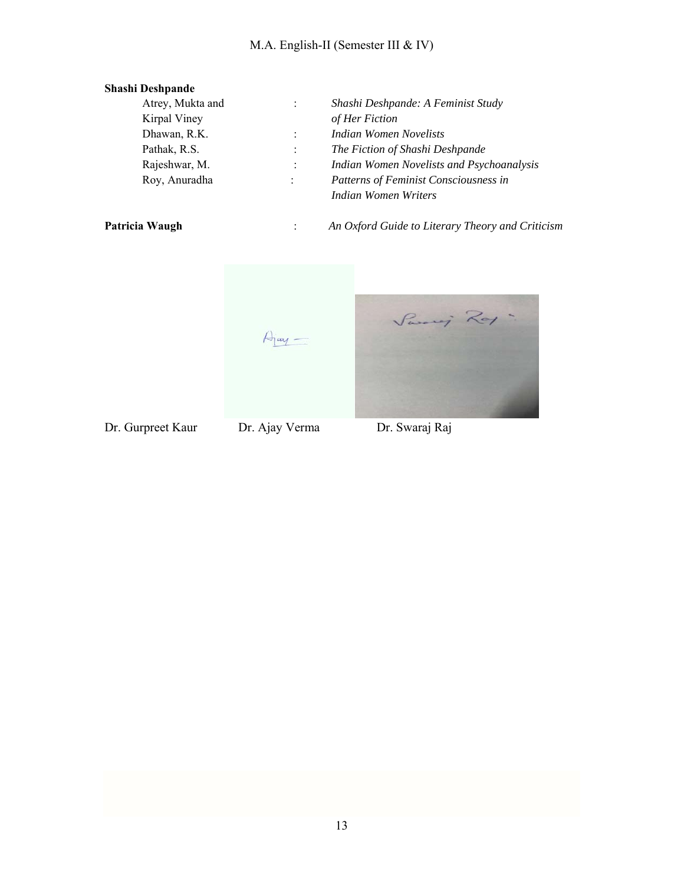**Shashi Deshpande**

| | | |
|---|---|---|
| Atrey, Mukta and Kirpal Viney | : | *Shashi Deshpande: A Feminist Study of Her Fiction* |
| Dhawan, R.K. | : | *Indian Women Novelists* |
| Pathak, R.S. | : | *The Fiction of Shashi Deshpande* |
| Rajeshwar, M. | : | *Indian Women Novelists and Psychoanalysis* |
| Roy, Anuradha | : | *Patterns of Feminist Consciousness in Indian Women Writers* |

**Patricia Waugh** : *An Oxford Guide to Literary Theory and Criticism*

Dr. Gurpreet Kaur Dr. Ajay Verma Dr. Swaraj Raj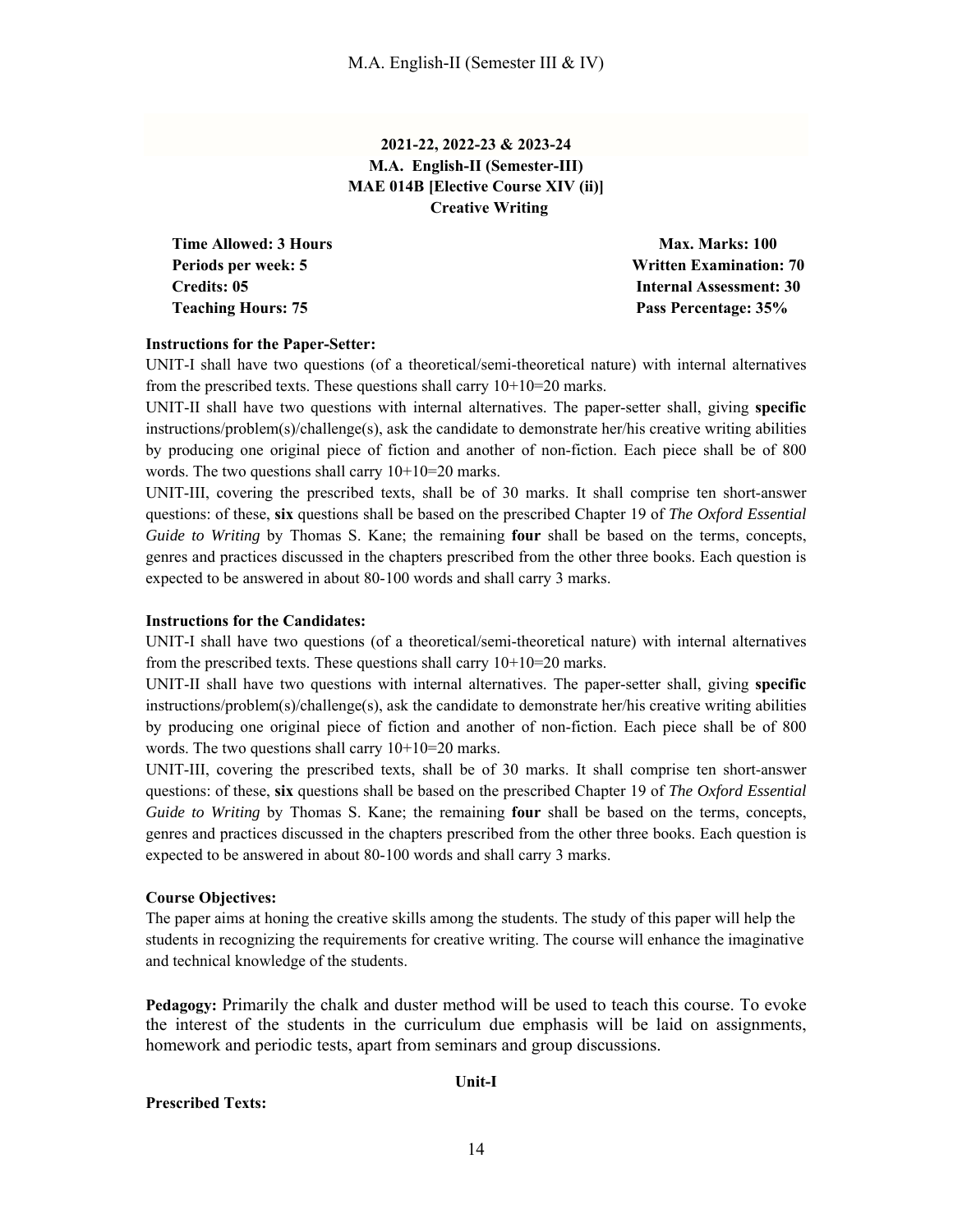**2021-22, 2022-23 & 2023-24**
**M.A. English-II (Semester-III)**
**MAE 014B [Elective Course XIV (ii)]**
**Creative Writing**

| | |
|---|---|
| **Time Allowed: 3 Hours** | **Max. Marks: 100** |
| **Periods per week: 5** | **Written Examination: 70** |
| **Credits: 05** | **Internal Assessment: 30** |
| **Teaching Hours: 75** | **Pass Percentage: 35%** |

**Instructions for the Paper-Setter:**

UNIT-I shall have two questions (of a theoretical/semi-theoretical nature) with internal alternatives from the prescribed texts. These questions shall carry 10+10=20 marks.

UNIT-II shall have two questions with internal alternatives. The paper-setter shall, giving **specific** instructions/problem(s)/challenge(s), ask the candidate to demonstrate her/his creative writing abilities by producing one original piece of fiction and another of non-fiction. Each piece shall be of 800 words. The two questions shall carry 10+10=20 marks.

UNIT-III, covering the prescribed texts, shall be of 30 marks. It shall comprise ten short-answer questions: of these, **six** questions shall be based on the prescribed Chapter 19 of *The Oxford Essential Guide to Writing* by Thomas S. Kane; the remaining **four** shall be based on the terms, concepts, genres and practices discussed in the chapters prescribed from the other three books. Each question is expected to be answered in about 80-100 words and shall carry 3 marks.

**Instructions for the Candidates:**

UNIT-I shall have two questions (of a theoretical/semi-theoretical nature) with internal alternatives from the prescribed texts. These questions shall carry 10+10=20 marks.

UNIT-II shall have two questions with internal alternatives. The paper-setter shall, giving **specific** instructions/problem(s)/challenge(s), ask the candidate to demonstrate her/his creative writing abilities by producing one original piece of fiction and another of non-fiction. Each piece shall be of 800 words. The two questions shall carry 10+10=20 marks.

UNIT-III, covering the prescribed texts, shall be of 30 marks. It shall comprise ten short-answer questions: of these, **six** questions shall be based on the prescribed Chapter 19 of *The Oxford Essential Guide to Writing* by Thomas S. Kane; the remaining **four** shall be based on the terms, concepts, genres and practices discussed in the chapters prescribed from the other three books. Each question is expected to be answered in about 80-100 words and shall carry 3 marks.

**Course Objectives:**

The paper aims at honing the creative skills among the students. The study of this paper will help the students in recognizing the requirements for creative writing. The course will enhance the imaginative and technical knowledge of the students.

**Pedagogy:** Primarily the chalk and duster method will be used to teach this course. To evoke the interest of the students in the curriculum due emphasis will be laid on assignments, homework and periodic tests, apart from seminars and group discussions.

**Unit-I**

**Prescribed Texts:**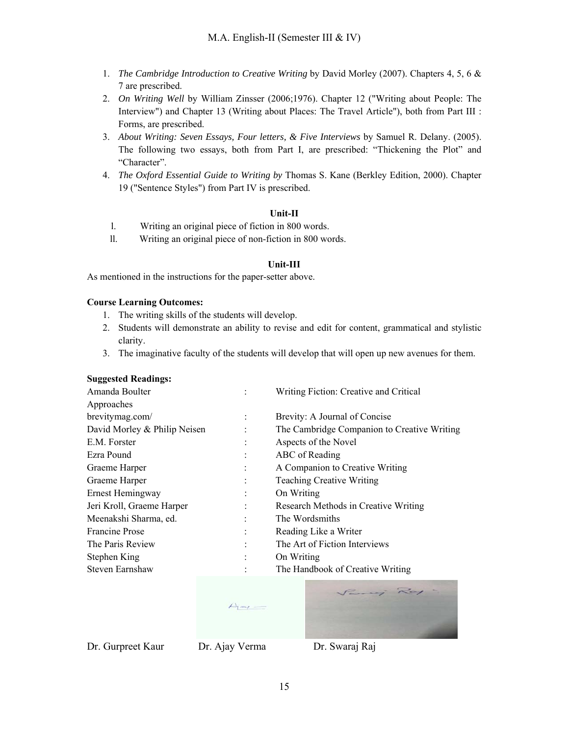1. *The Cambridge Introduction to Creative Writing* by David Morley (2007). Chapters 4, 5, 6 & 7 are prescribed.
2. *On Writing Well* by William Zinsser (2006;1976). Chapter 12 ("Writing about People: The Interview") and Chapter 13 (Writing about Places: The Travel Article"), both from Part III : Forms, are prescribed.
3. *About Writing: Seven Essays, Four letters, & Five Interviews* by Samuel R. Delany. (2005). The following two essays, both from Part I, are prescribed: "Thickening the Plot" and "Character".
4. *The Oxford Essential Guide to Writing by* Thomas S. Kane (Berkley Edition, 2000). Chapter 19 ("Sentence Styles") from Part IV is prescribed.

**Unit-II**

I. Writing an original piece of fiction in 800 words.
II. Writing an original piece of non-fiction in 800 words.

**Unit-III**

As mentioned in the instructions for the paper-setter above.

**Course Learning Outcomes:**

1. The writing skills of the students will develop.
2. Students will demonstrate an ability to revise and edit for content, grammatical and stylistic clarity.
3. The imaginative faculty of the students will develop that will open up new avenues for them.

**Suggested Readings:**

| | | |
|---|---|---|
| Amanda Boulter | : | Writing Fiction: Creative and Critical Approaches |
| brevitymag.com/ | : | Brevity: A Journal of Concise |
| David Morley & Philip Neisen | : | The Cambridge Companion to Creative Writing |
| E.M. Forster | : | Aspects of the Novel |
| Ezra Pound | : | ABC of Reading |
| Graeme Harper | : | A Companion to Creative Writing |
| Graeme Harper | : | Teaching Creative Writing |
| Ernest Hemingway | : | On Writing |
| Jeri Kroll, Graeme Harper | : | Research Methods in Creative Writing |
| Meenakshi Sharma, ed. | : | The Wordsmiths |
| Francine Prose | : | Reading Like a Writer |
| The Paris Review | : | The Art of Fiction Interviews |
| Stephen King | : | On Writing |
| Steven Earnshaw | : | The Handbook of Creative Writing |

Dr. Gurpreet Kaur Dr. Ajay Verma Dr. Swaraj Raj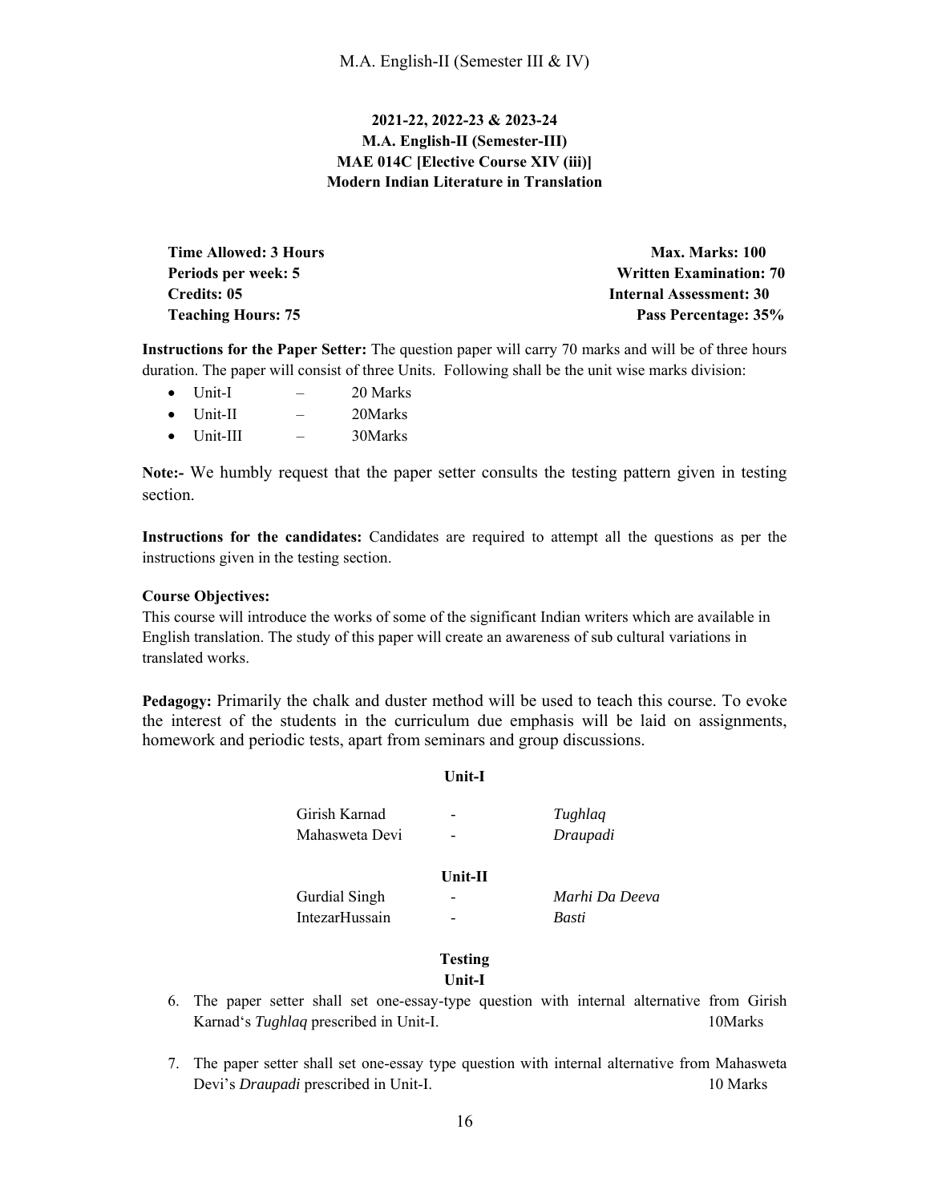**2021-22, 2022-23 & 2023-24**
**M.A. English-II (Semester-III)**
**MAE 014C [Elective Course XIV (iii)]**
**Modern Indian Literature in Translation**

| | |
|---|---|
| **Time Allowed: 3 Hours** | **Max. Marks: 100** |
| **Periods per week: 5** | **Written Examination: 70** |
| **Credits: 05** | **Internal Assessment: 30** |
| **Teaching Hours: 75** | **Pass Percentage: 35%** |

**Instructions for the Paper Setter:** The question paper will carry 70 marks and will be of three hours duration. The paper will consist of three Units. Following shall be the unit wise marks division:

- Unit-I – 20 Marks
- Unit-II – 20Marks
- Unit-III – 30Marks

**Note:-** We humbly request that the paper setter consults the testing pattern given in testing section.

**Instructions for the candidates:** Candidates are required to attempt all the questions as per the instructions given in the testing section.

**Course Objectives:**
This course will introduce the works of some of the significant Indian writers which are available in English translation. The study of this paper will create an awareness of sub cultural variations in translated works.

**Pedagogy:** Primarily the chalk and duster method will be used to teach this course. To evoke the interest of the students in the curriculum due emphasis will be laid on assignments, homework and periodic tests, apart from seminars and group discussions.

**Unit-I**

| | | |
|---|---|---|
| Girish Karnad | - | *Tughlaq* |
| Mahasweta Devi | - | *Draupadi* |

**Unit-II**

| | | |
|---|---|---|
| Gurdial Singh | - | *Marhi Da Deeva* |
| IntezarHussain | - | *Basti* |

**Testing**
**Unit-I**

6. The paper setter shall set one-essay-type question with internal alternative from Girish Karnad's *Tughlaq* prescribed in Unit-I. 10Marks

7. The paper setter shall set one-essay type question with internal alternative from Mahasweta Devi's *Draupadi* prescribed in Unit-I. 10 Marks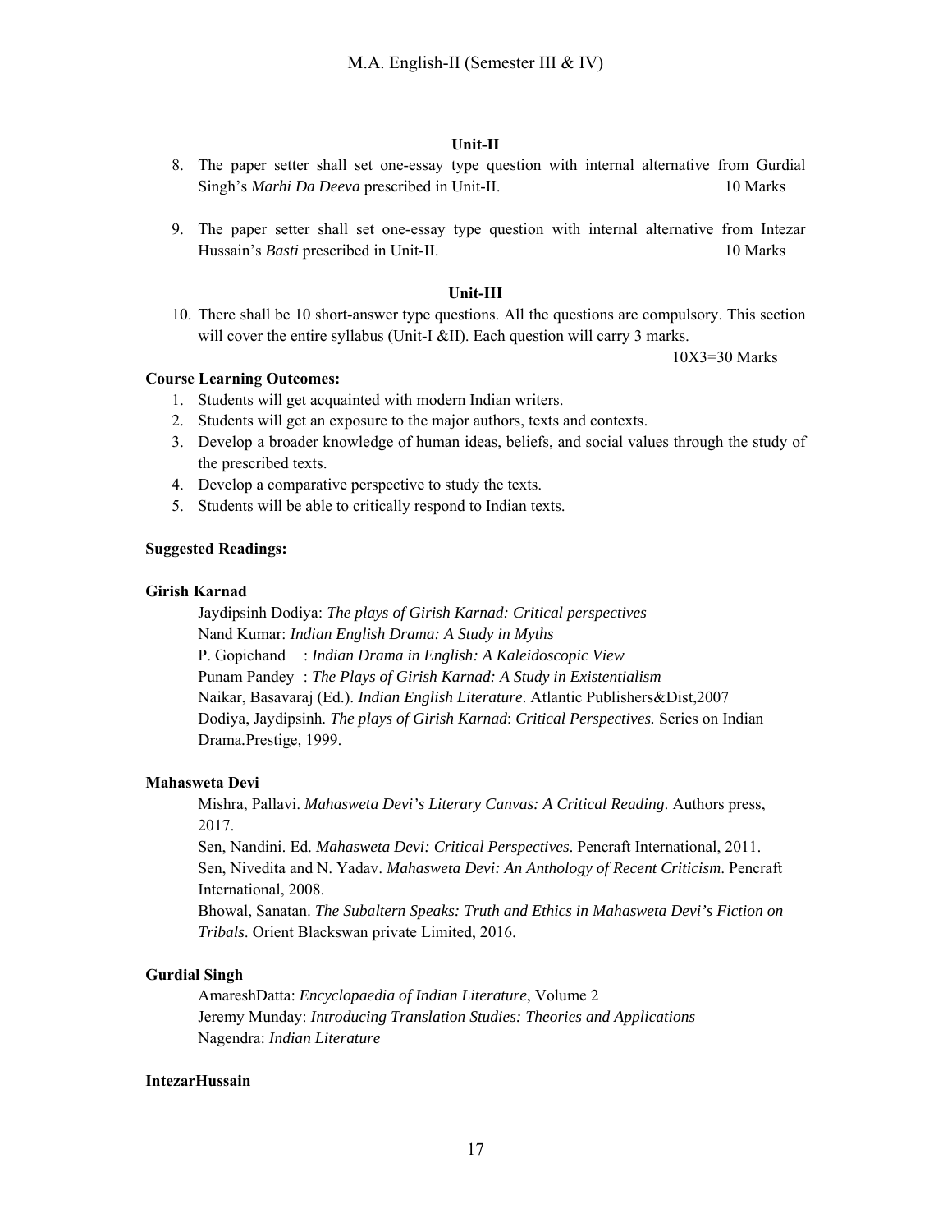### Unit-II

8. The paper setter shall set one-essay type question with internal alternative from Gurdial Singh's *Marhi Da Deeva* prescribed in Unit-II. 10 Marks

9. The paper setter shall set one-essay type question with internal alternative from Intezar Hussain's *Basti* prescribed in Unit-II. 10 Marks

### Unit-III

10. There shall be 10 short-answer type questions. All the questions are compulsory. This section will cover the entire syllabus (Unit-I &II). Each question will carry 3 marks.

10X3=30 Marks

**Course Learning Outcomes:**

1. Students will get acquainted with modern Indian writers.
2. Students will get an exposure to the major authors, texts and contexts.
3. Develop a broader knowledge of human ideas, beliefs, and social values through the study of the prescribed texts.
4. Develop a comparative perspective to study the texts.
5. Students will be able to critically respond to Indian texts.

**Suggested Readings:**

**Girish Karnad**

Jaydipsinh Dodiya: *The plays of Girish Karnad: Critical perspectives*
Nand Kumar: *Indian English Drama: A Study in Myths*
P. Gopichand : *Indian Drama in English: A Kaleidoscopic View*
Punam Pandey : *The Plays of Girish Karnad: A Study in Existentialism*
Naikar, Basavaraj (Ed.). *Indian English Literature*. Atlantic Publishers&Dist,2007
Dodiya, Jaydipsinh. *The plays of Girish Karnad*: *Critical Perspectives.* Series on Indian Drama.Prestige, 1999.

**Mahasweta Devi**

Mishra, Pallavi. *Mahasweta Devi's Literary Canvas: A Critical Reading*. Authors press, 2017.
Sen, Nandini. Ed. *Mahasweta Devi: Critical Perspectives*. Pencraft International, 2011.
Sen, Nivedita and N. Yadav. *Mahasweta Devi: An Anthology of Recent Criticism*. Pencraft International, 2008.
Bhowal, Sanatan. *The Subaltern Speaks: Truth and Ethics in Mahasweta Devi's Fiction on Tribals*. Orient Blackswan private Limited, 2016.

**Gurdial Singh**

AmareshDatta: *Encyclopaedia of Indian Literature*, Volume 2
Jeremy Munday: *Introducing Translation Studies: Theories and Applications*
Nagendra: *Indian Literature*

**IntezarHussain**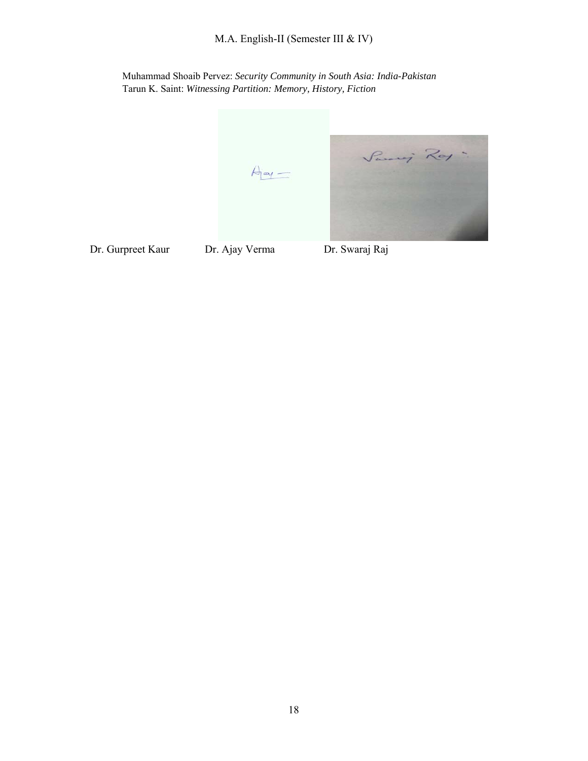Muhammad Shoaib Pervez: *Security Community in South Asia: India-Pakistan*
Tarun K. Saint: *Witnessing Partition: Memory, History, Fiction*

Dr. Gurpreet Kaur Dr. Ajay Verma Dr. Swaraj Raj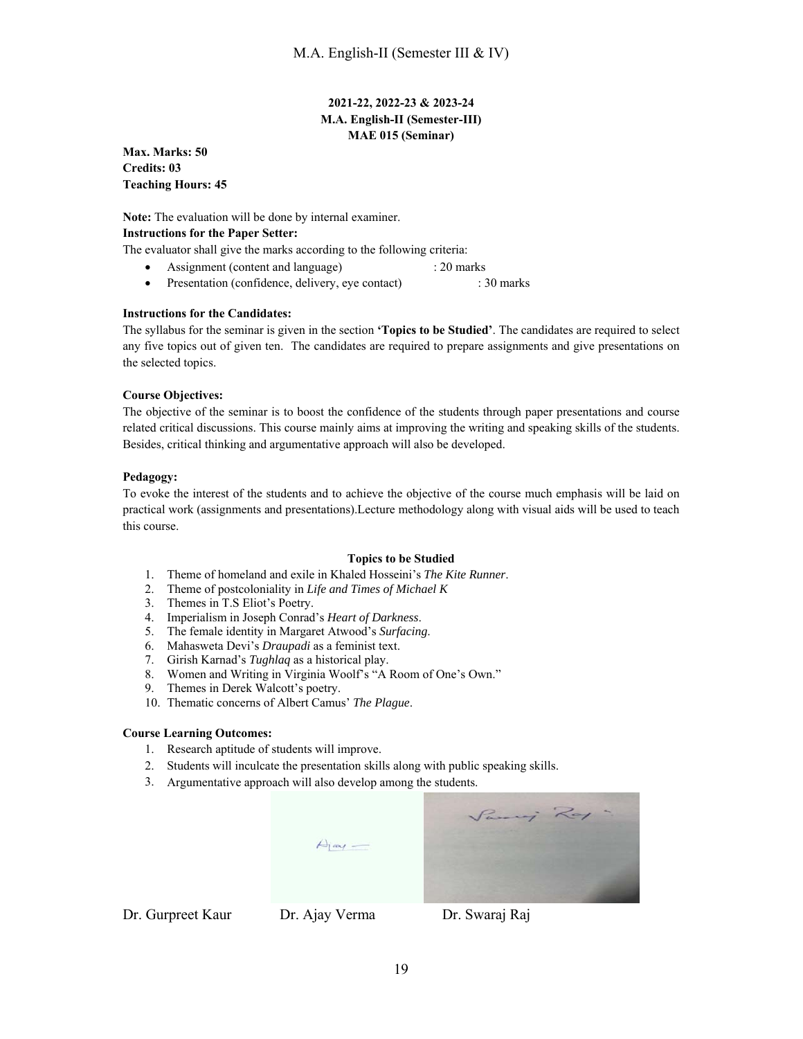**2021-22, 2022-23 & 2023-24**
**M.A. English-II (Semester-III)**
**MAE 015 (Seminar)**

**Max. Marks: 50**
**Credits: 03**
**Teaching Hours: 45**

**Note:** The evaluation will be done by internal examiner.

**Instructions for the Paper Setter:**

The evaluator shall give the marks according to the following criteria:

- Assignment (content and language) : 20 marks
- Presentation (confidence, delivery, eye contact) : 30 marks

**Instructions for the Candidates:**

The syllabus for the seminar is given in the section **'Topics to be Studied'**. The candidates are required to select any five topics out of given ten. The candidates are required to prepare assignments and give presentations on the selected topics.

**Course Objectives:**

The objective of the seminar is to boost the confidence of the students through paper presentations and course related critical discussions. This course mainly aims at improving the writing and speaking skills of the students. Besides, critical thinking and argumentative approach will also be developed.

**Pedagogy:**

To evoke the interest of the students and to achieve the objective of the course much emphasis will be laid on practical work (assignments and presentations).Lecture methodology along with visual aids will be used to teach this course.

**Topics to be Studied**

1. Theme of homeland and exile in Khaled Hosseini's *The Kite Runner*.
2. Theme of postcoloniality in *Life and Times of Michael K*
3. Themes in T.S Eliot's Poetry.
4. Imperialism in Joseph Conrad's *Heart of Darkness*.
5. The female identity in Margaret Atwood's *Surfacing*.
6. Mahasweta Devi's *Draupadi* as a feminist text.
7. Girish Karnad's *Tughlaq* as a historical play.
8. Women and Writing in Virginia Woolf's "A Room of One's Own."
9. Themes in Derek Walcott's poetry.
10. Thematic concerns of Albert Camus' *The Plague*.

**Course Learning Outcomes:**

1. Research aptitude of students will improve.
2. Students will inculcate the presentation skills along with public speaking skills.
3. Argumentative approach will also develop among the students.

Dr. Gurpreet Kaur Dr. Ajay Verma Dr. Swaraj Raj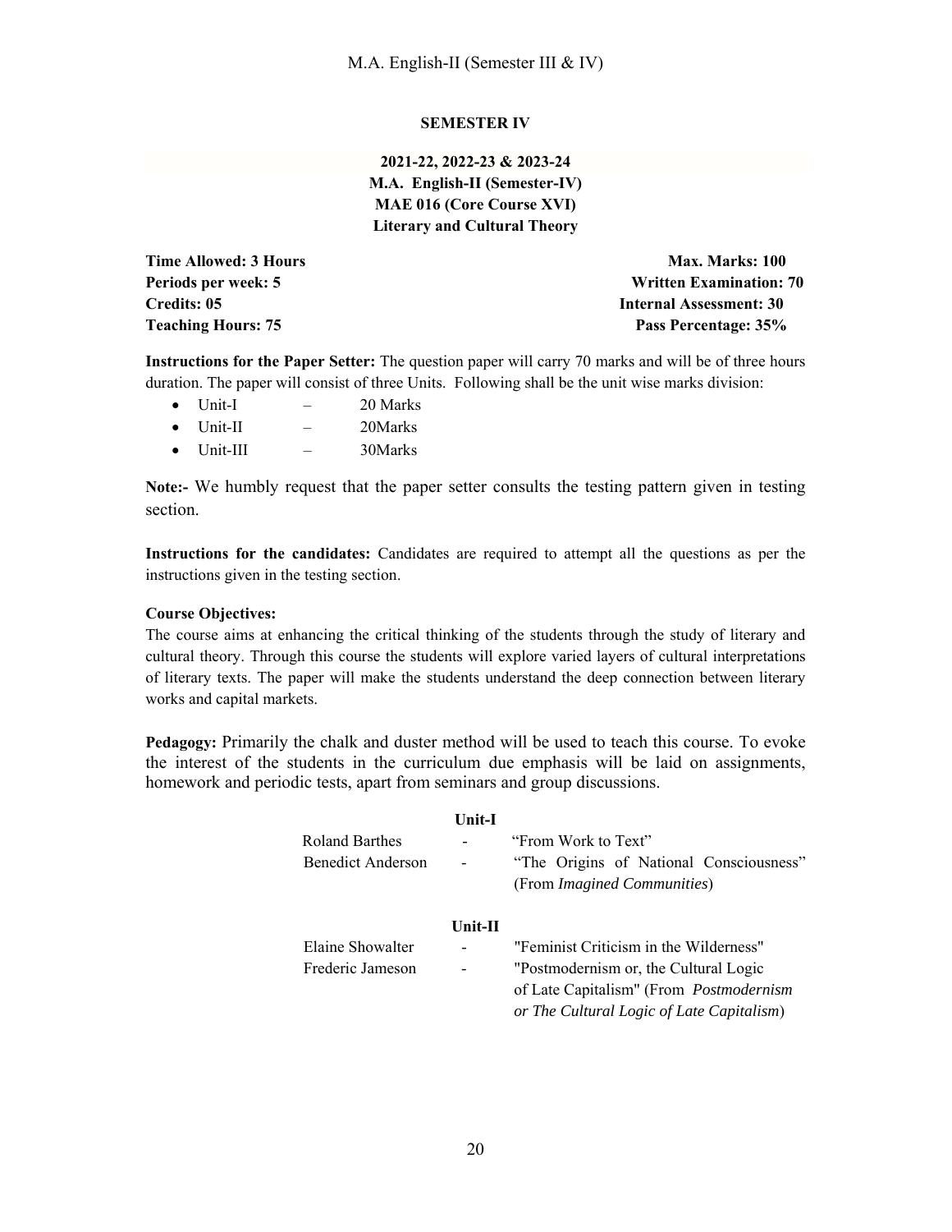## SEMESTER IV

**2021-22, 2022-23 & 2023-24**
**M.A. English-II (Semester-IV)**
**MAE 016 (Core Course XVI)**
**Literary and Cultural Theory**

| | |
|---|---|
| **Time Allowed: 3 Hours** | **Max. Marks: 100** |
| **Periods per week: 5** | **Written Examination: 70** |
| **Credits: 05** | **Internal Assessment: 30** |
| **Teaching Hours: 75** | **Pass Percentage: 35%** |

**Instructions for the Paper Setter:** The question paper will carry 70 marks and will be of three hours duration. The paper will consist of three Units. Following shall be the unit wise marks division:

- Unit-I – 20 Marks
- Unit-II – 20Marks
- Unit-III – 30Marks

**Note:-** We humbly request that the paper setter consults the testing pattern given in testing section.

**Instructions for the candidates:** Candidates are required to attempt all the questions as per the instructions given in the testing section.

**Course Objectives:**
The course aims at enhancing the critical thinking of the students through the study of literary and cultural theory. Through this course the students will explore varied layers of cultural interpretations of literary texts. The paper will make the students understand the deep connection between literary works and capital markets.

**Pedagogy:** Primarily the chalk and duster method will be used to teach this course. To evoke the interest of the students in the curriculum due emphasis will be laid on assignments, homework and periodic tests, apart from seminars and group discussions.

**Unit-I**

| | | |
|---|---|---|
| Roland Barthes | - | "From Work to Text" |
| Benedict Anderson | - | "The Origins of National Consciousness" (From *Imagined Communities*) |

**Unit-II**

| | | |
|---|---|---|
| Elaine Showalter | - | "Feminist Criticism in the Wilderness" |
| Frederic Jameson | - | "Postmodernism or, the Cultural Logic of Late Capitalism" (From *Postmodernism or The Cultural Logic of Late Capitalism*) |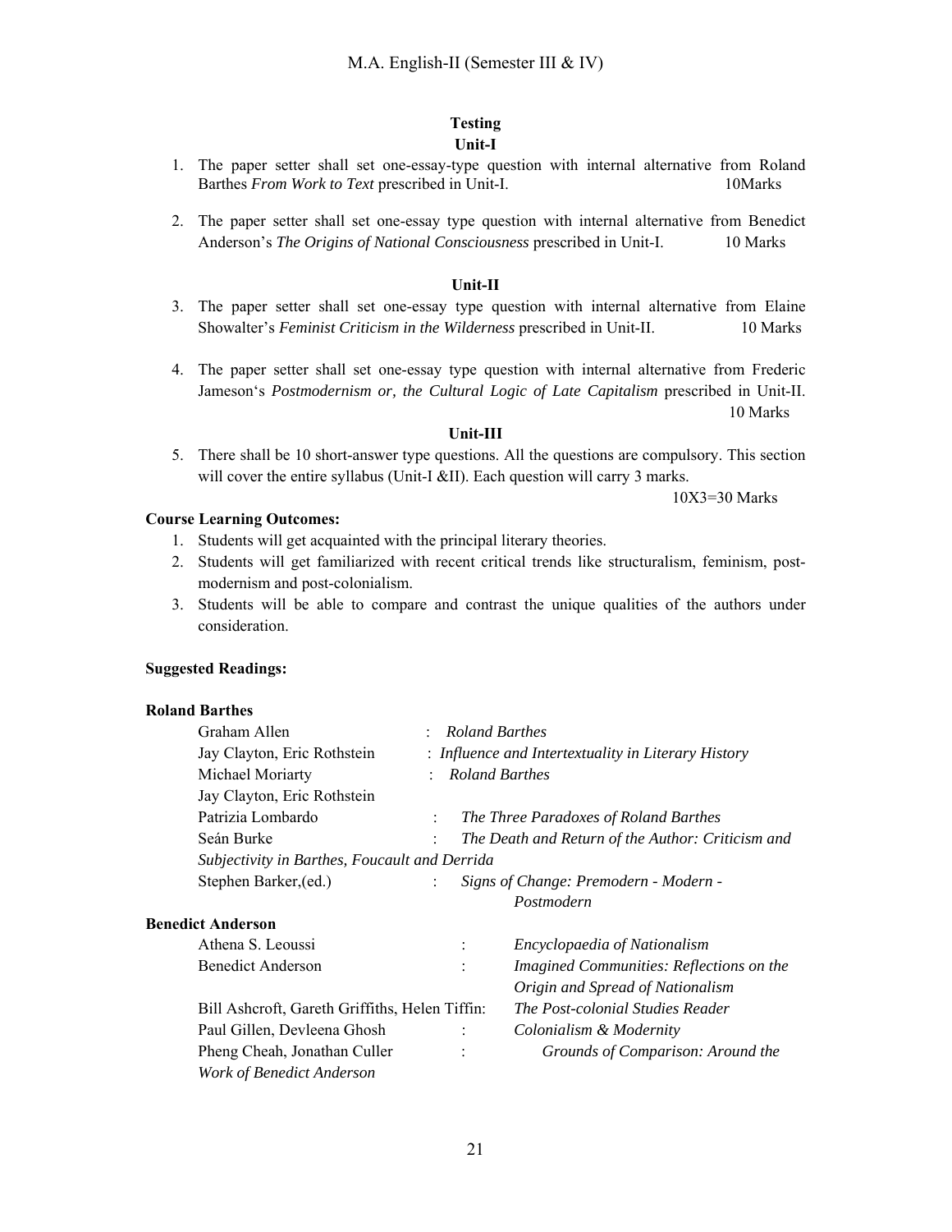## Testing

### Unit-I

1. The paper setter shall set one-essay-type question with internal alternative from Roland Barthes *From Work to Text* prescribed in Unit-I. 10Marks

2. The paper setter shall set one-essay type question with internal alternative from Benedict Anderson's *The Origins of National Consciousness* prescribed in Unit-I. 10 Marks

### Unit-II

3. The paper setter shall set one-essay type question with internal alternative from Elaine Showalter's *Feminist Criticism in the Wilderness* prescribed in Unit-II. 10 Marks

4. The paper setter shall set one-essay type question with internal alternative from Frederic Jameson's *Postmodernism or, the Cultural Logic of Late Capitalism* prescribed in Unit-II. 10 Marks

### Unit-III

5. There shall be 10 short-answer type questions. All the questions are compulsory. This section will cover the entire syllabus (Unit-I &II). Each question will carry 3 marks. 10X3=30 Marks

**Course Learning Outcomes:**

1. Students will get acquainted with the principal literary theories.
2. Students will get familiarized with recent critical trends like structuralism, feminism, post-modernism and post-colonialism.
3. Students will be able to compare and contrast the unique qualities of the authors under consideration.

**Suggested Readings:**

**Roland Barthes**

- Graham Allen : *Roland Barthes*
- Jay Clayton, Eric Rothstein : *Influence and Intertextuality in Literary History*
- Michael Moriarty : *Roland Barthes*
- Jay Clayton, Eric Rothstein
- Patrizia Lombardo : *The Three Paradoxes of Roland Barthes*
- Seán Burke : *The Death and Return of the Author: Criticism and Subjectivity in Barthes, Foucault and Derrida*
- Stephen Barker,(ed.) : *Signs of Change: Premodern - Modern - Postmodern*

**Benedict Anderson**

- Athena S. Leoussi : *Encyclopaedia of Nationalism*
- Benedict Anderson : *Imagined Communities: Reflections on the Origin and Spread of Nationalism*
- Bill Ashcroft, Gareth Griffiths, Helen Tiffin: *The Post-colonial Studies Reader*
- Paul Gillen, Devleena Ghosh : *Colonialism & Modernity*
- Pheng Cheah, Jonathan Culler : *Grounds of Comparison: Around the Work of Benedict Anderson*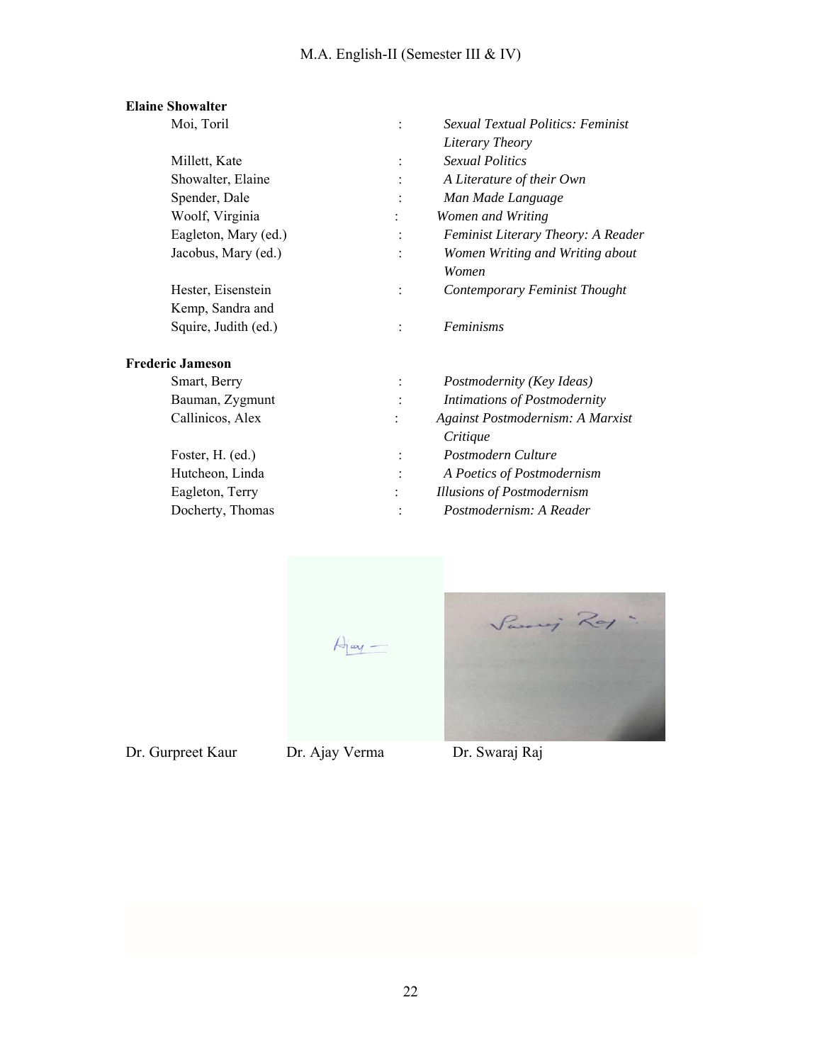**Elaine Showalter**

| | | |
|---|---|---|
| Moi, Toril | : | *Sexual Textual Politics: Feminist Literary Theory* |
| Millett, Kate | : | *Sexual Politics* |
| Showalter, Elaine | : | *A Literature of their Own* |
| Spender, Dale | : | *Man Made Language* |
| Woolf, Virginia | : | *Women and Writing* |
| Eagleton, Mary (ed.) | : | *Feminist Literary Theory: A Reader* |
| Jacobus, Mary (ed.) | : | *Women Writing and Writing about Women* |
| Hester, Eisenstein | : | *Contemporary Feminist Thought* |
| Kemp, Sandra and Squire, Judith (ed.) | : | *Feminisms* |

**Frederic Jameson**

| | | |
|---|---|---|
| Smart, Berry | : | *Postmodernity (Key Ideas)* |
| Bauman, Zygmunt | : | *Intimations of Postmodernity* |
| Callinicos, Alex | : | *Against Postmodernism: A Marxist Critique* |
| Foster, H. (ed.) | : | *Postmodern Culture* |
| Hutcheon, Linda | : | *A Poetics of Postmodernism* |
| Eagleton, Terry | : | *Illusions of Postmodernism* |
| Docherty, Thomas | : | *Postmodernism: A Reader* |

Dr. Gurpreet Kaur Dr. Ajay Verma Dr. Swaraj Raj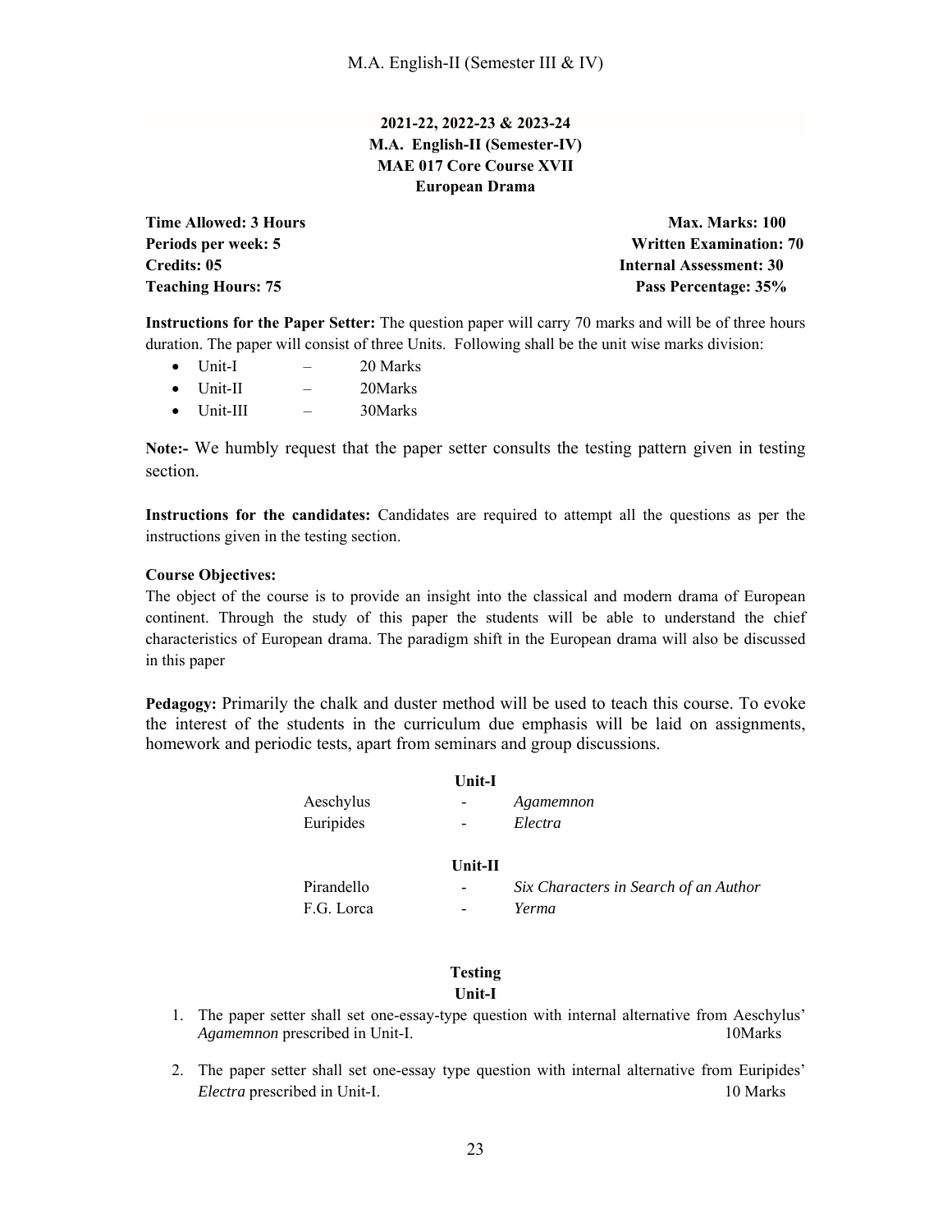**2021-22, 2022-23 & 2023-24**
**M.A. English-II (Semester-IV)**
**MAE 017 Core Course XVII**
**European Drama**

| | |
|---|---|
| **Time Allowed: 3 Hours** | **Max. Marks: 100** |
| **Periods per week: 5** | **Written Examination: 70** |
| **Credits: 05** | **Internal Assessment: 30** |
| **Teaching Hours: 75** | **Pass Percentage: 35%** |

**Instructions for the Paper Setter:** The question paper will carry 70 marks and will be of three hours duration. The paper will consist of three Units. Following shall be the unit wise marks division:

- Unit-I – 20 Marks
- Unit-II – 20Marks
- Unit-III – 30Marks

**Note:-** We humbly request that the paper setter consults the testing pattern given in testing section.

**Instructions for the candidates:** Candidates are required to attempt all the questions as per the instructions given in the testing section.

**Course Objectives:**
The object of the course is to provide an insight into the classical and modern drama of European continent. Through the study of this paper the students will be able to understand the chief characteristics of European drama. The paradigm shift in the European drama will also be discussed in this paper

**Pedagogy:** Primarily the chalk and duster method will be used to teach this course. To evoke the interest of the students in the curriculum due emphasis will be laid on assignments, homework and periodic tests, apart from seminars and group discussions.

**Unit-I**

Aeschylus - *Agamemnon*
Euripides - *Electra*

**Unit-II**

Pirandello - *Six Characters in Search of an Author*
F.G. Lorca - *Yerma*

**Testing**
**Unit-I**

1. The paper setter shall set one-essay-type question with internal alternative from Aeschylus' *Agamemnon* prescribed in Unit-I. 10Marks
2. The paper setter shall set one-essay type question with internal alternative from Euripides' *Electra* prescribed in Unit-I. 10 Marks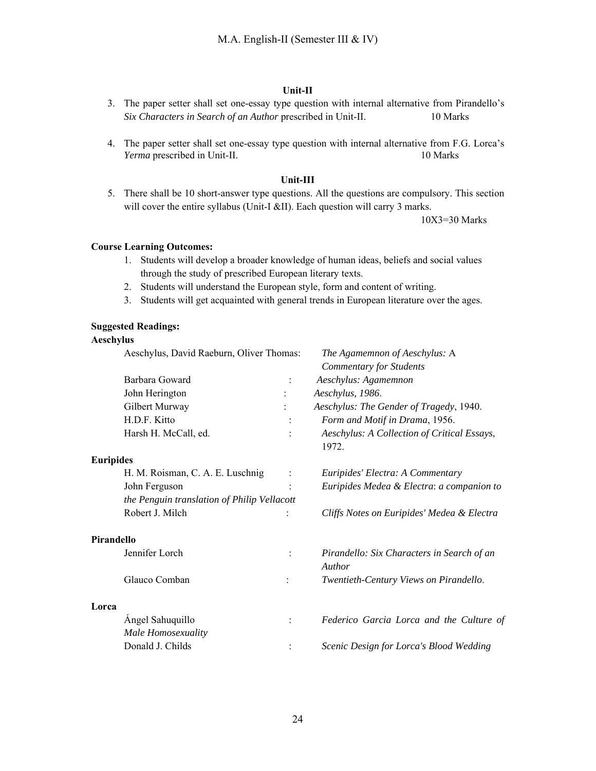**Unit-II**

3. The paper setter shall set one-essay type question with internal alternative from Pirandello's *Six Characters in Search of an Author* prescribed in Unit-II. 10 Marks

4. The paper setter shall set one-essay type question with internal alternative from F.G. Lorca's *Yerma* prescribed in Unit-II. 10 Marks

**Unit-III**

5. There shall be 10 short-answer type questions. All the questions are compulsory. This section will cover the entire syllabus (Unit-I &II). Each question will carry 3 marks.
   10X3=30 Marks

**Course Learning Outcomes:**

1. Students will develop a broader knowledge of human ideas, beliefs and social values through the study of prescribed European literary texts.
2. Students will understand the European style, form and content of writing.
3. Students will get acquainted with general trends in European literature over the ages.

**Suggested Readings:**

**Aeschylus**

| | |
|---|---|
| Aeschylus, David Raeburn, Oliver Thomas: | *The Agamemnon of Aeschylus:* A *Commentary for Students* |
| Barbara Goward : | *Aeschylus: Agamemnon* |
| John Herington : | *Aeschylus, 1986*. |
| Gilbert Murway : | *Aeschylus: The Gender of Tragedy*, 1940. |
| H.D.F. Kitto : | *Form and Motif in Drama*, 1956. |
| Harsh H. McCall, ed. : | *Aeschylus: A Collection of Critical Essays*, 1972. |

**Euripides**

| | |
|---|---|
| H. M. Roisman, C. A. E. Luschnig : | *Euripides' Electra: A Commentary* |
| John Ferguson : | *Euripides Medea & Electra*: *a companion to the Penguin translation of Philip Vellacott* |
| Robert J. Milch : | *Cliffs Notes on Euripides' Medea & Electra* |

**Pirandello**

| | |
|---|---|
| Jennifer Lorch : | *Pirandello: Six Characters in Search of an Author* |
| Glauco Comban : | *Twentieth-Century Views on Pirandello*. |

**Lorca**

| | |
|---|---|
| Ángel Sahuquillo : | *Federico Garcia Lorca and the Culture of Male Homosexuality* |
| Donald J. Childs : | *Scenic Design for Lorca's Blood Wedding* |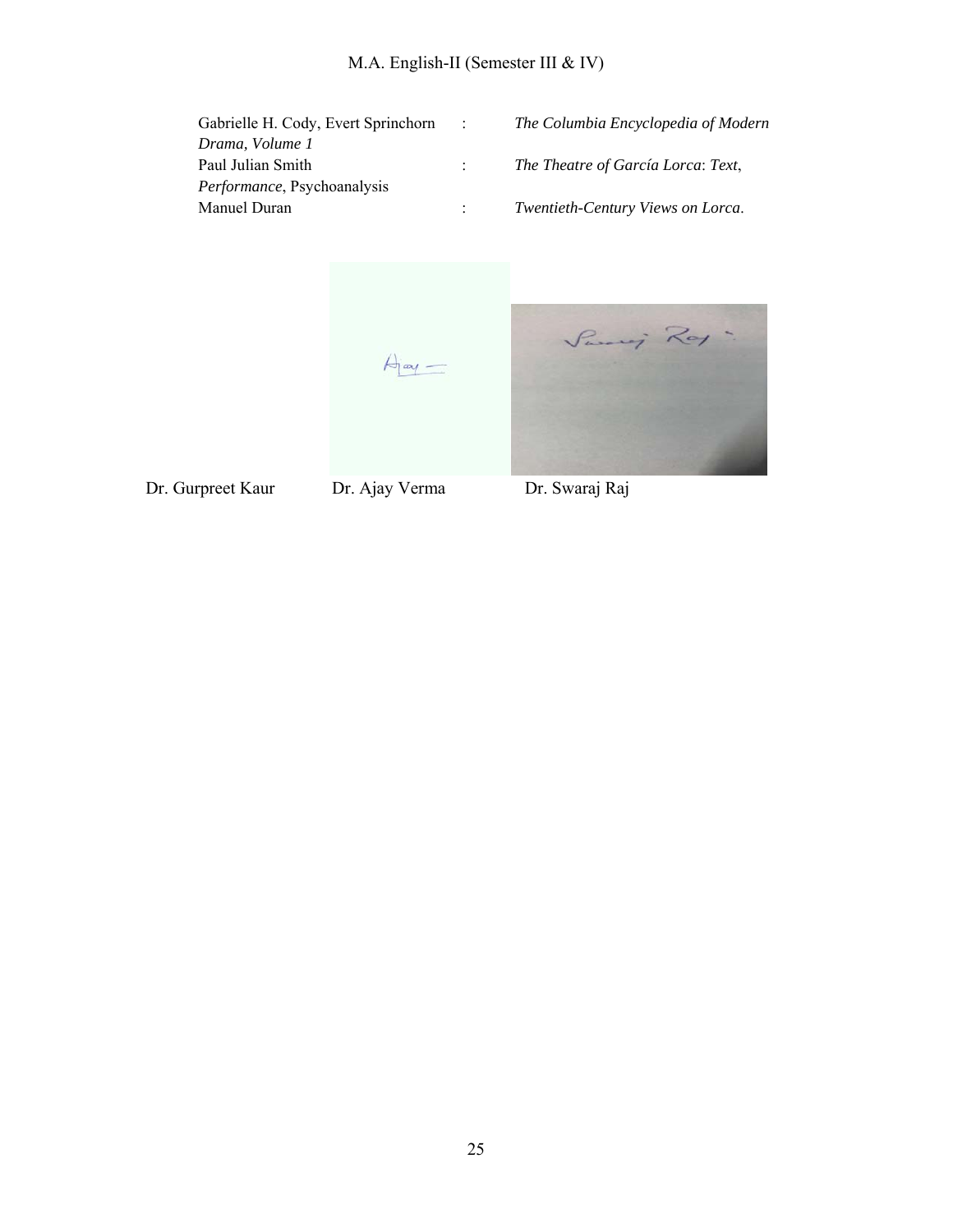Gabrielle H. Cody, Evert Sprinchorn : *The Columbia Encyclopedia of Modern Drama, Volume 1*

Paul Julian Smith : *The Theatre of García Lorca*: *Text*, *Performance*, Psychoanalysis

Manuel Duran : *Twentieth-Century Views on Lorca*.

Dr. Gurpreet Kaur Dr. Ajay Verma Dr. Swaraj Raj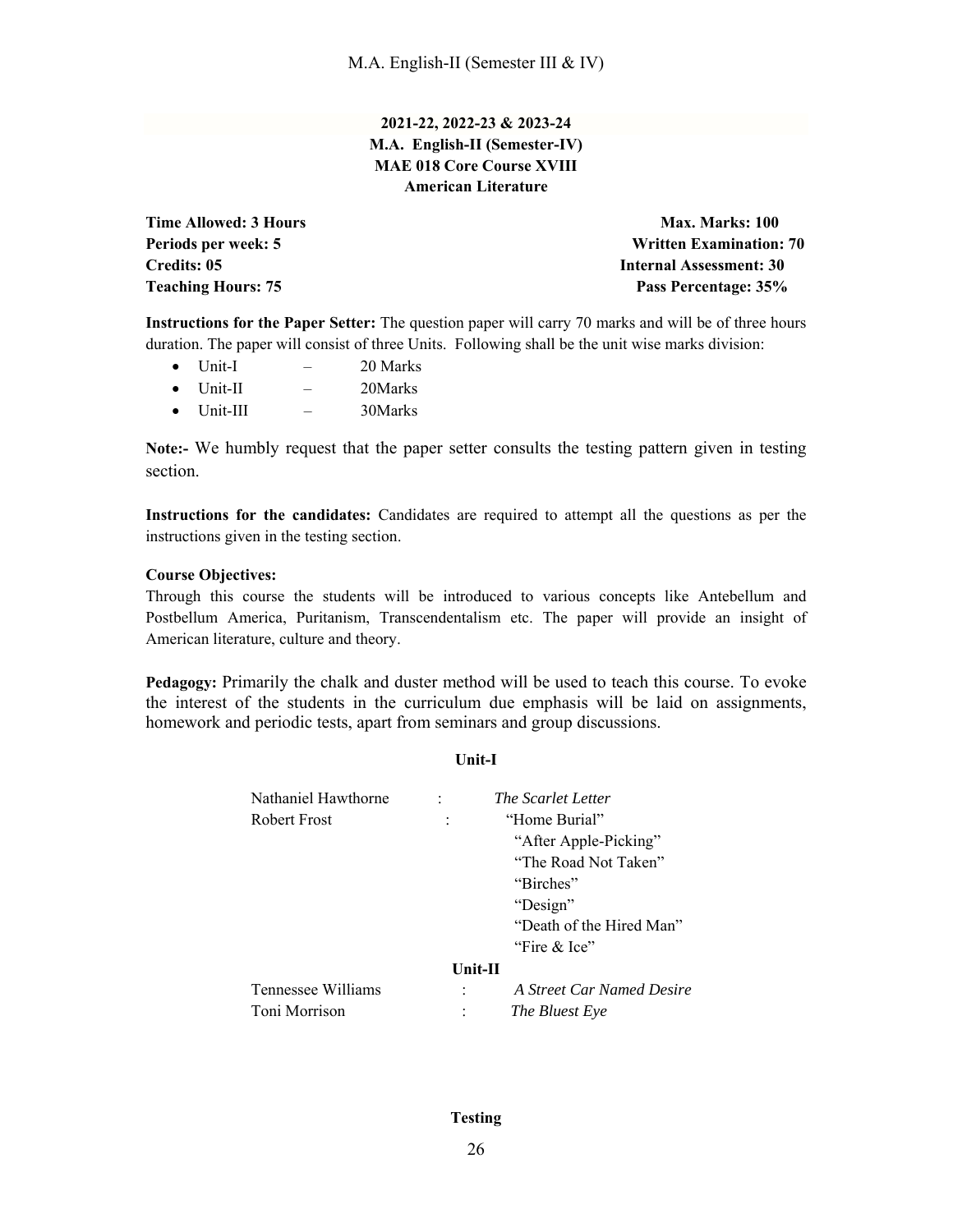**2021-22, 2022-23 & 2023-24**
**M.A. English-II (Semester-IV)**
**MAE 018 Core Course XVIII**
**American Literature**

| | |
|---|---|
| **Time Allowed: 3 Hours** | **Max. Marks: 100** |
| **Periods per week: 5** | **Written Examination: 70** |
| **Credits: 05** | **Internal Assessment: 30** |
| **Teaching Hours: 75** | **Pass Percentage: 35%** |

**Instructions for the Paper Setter:** The question paper will carry 70 marks and will be of three hours duration. The paper will consist of three Units. Following shall be the unit wise marks division:

- Unit-I – 20 Marks
- Unit-II – 20Marks
- Unit-III – 30Marks

**Note:-** We humbly request that the paper setter consults the testing pattern given in testing section.

**Instructions for the candidates:** Candidates are required to attempt all the questions as per the instructions given in the testing section.

**Course Objectives:**
Through this course the students will be introduced to various concepts like Antebellum and Postbellum America, Puritanism, Transcendentalism etc. The paper will provide an insight of American literature, culture and theory.

**Pedagogy:** Primarily the chalk and duster method will be used to teach this course. To evoke the interest of the students in the curriculum due emphasis will be laid on assignments, homework and periodic tests, apart from seminars and group discussions.

**Unit-I**

Nathaniel Hawthorne : *The Scarlet Letter*

Robert Frost : "Home Burial"
"After Apple-Picking"
"The Road Not Taken"
"Birches"
"Design"
"Death of the Hired Man"
"Fire & Ice"

**Unit-II**

Tennessee Williams : *A Street Car Named Desire*

Toni Morrison : *The Bluest Eye*

**Testing**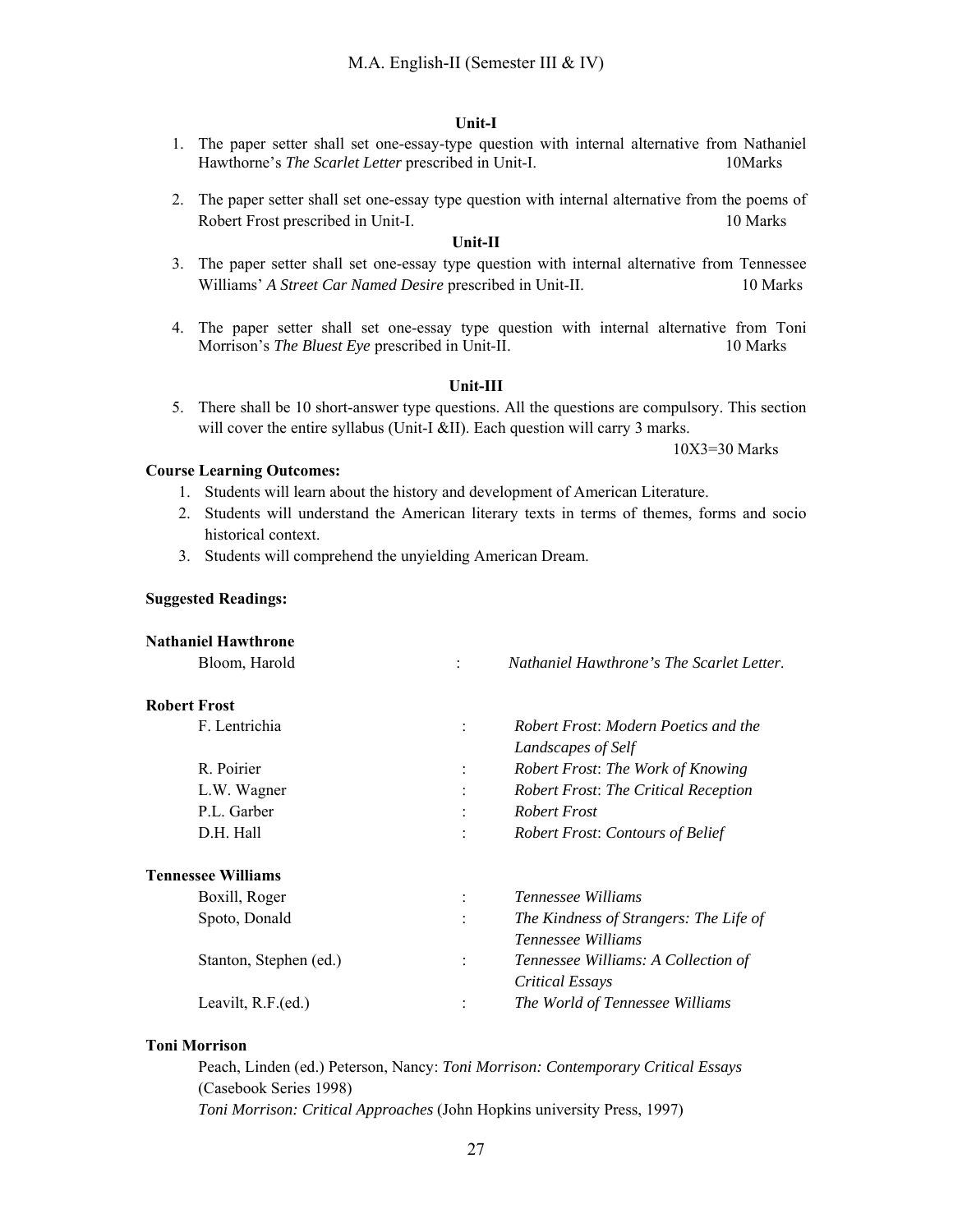**Unit-I**

1. The paper setter shall set one-essay-type question with internal alternative from Nathaniel Hawthorne's *The Scarlet Letter* prescribed in Unit-I. 10Marks

2. The paper setter shall set one-essay type question with internal alternative from the poems of Robert Frost prescribed in Unit-I. 10 Marks

**Unit-II**

3. The paper setter shall set one-essay type question with internal alternative from Tennessee Williams' *A Street Car Named Desire* prescribed in Unit-II. 10 Marks

4. The paper setter shall set one-essay type question with internal alternative from Toni Morrison's *The Bluest Eye* prescribed in Unit-II. 10 Marks

**Unit-III**

5. There shall be 10 short-answer type questions. All the questions are compulsory. This section will cover the entire syllabus (Unit-I &II). Each question will carry 3 marks.
   10X3=30 Marks

**Course Learning Outcomes:**

1. Students will learn about the history and development of American Literature.
2. Students will understand the American literary texts in terms of themes, forms and socio historical context.
3. Students will comprehend the unyielding American Dream.

**Suggested Readings:**

**Nathaniel Hawthrone**

| | | |
|---|---|---|
| Bloom, Harold | : | *Nathaniel Hawthrone's The Scarlet Letter*. |

**Robert Frost**

| | | |
|---|---|---|
| F. Lentrichia | : | *Robert Frost*: *Modern Poetics and the Landscapes of Self* |
| R. Poirier | : | *Robert Frost*: *The Work of Knowing* |
| L.W. Wagner | : | *Robert Frost*: *The Critical Reception* |
| P.L. Garber | : | *Robert Frost* |
| D.H. Hall | : | *Robert Frost*: *Contours of Belief* |

**Tennessee Williams**

| | | |
|---|---|---|
| Boxill, Roger | : | *Tennessee Williams* |
| Spoto, Donald | : | *The Kindness of Strangers: The Life of Tennessee Williams* |
| Stanton, Stephen (ed.) | : | *Tennessee Williams: A Collection of Critical Essays* |
| Leavilt, R.F.(ed.) | : | *The World of Tennessee Williams* |

**Toni Morrison**

Peach, Linden (ed.) Peterson, Nancy: *Toni Morrison: Contemporary Critical Essays* (Casebook Series 1998)
*Toni Morrison: Critical Approaches* (John Hopkins university Press, 1997)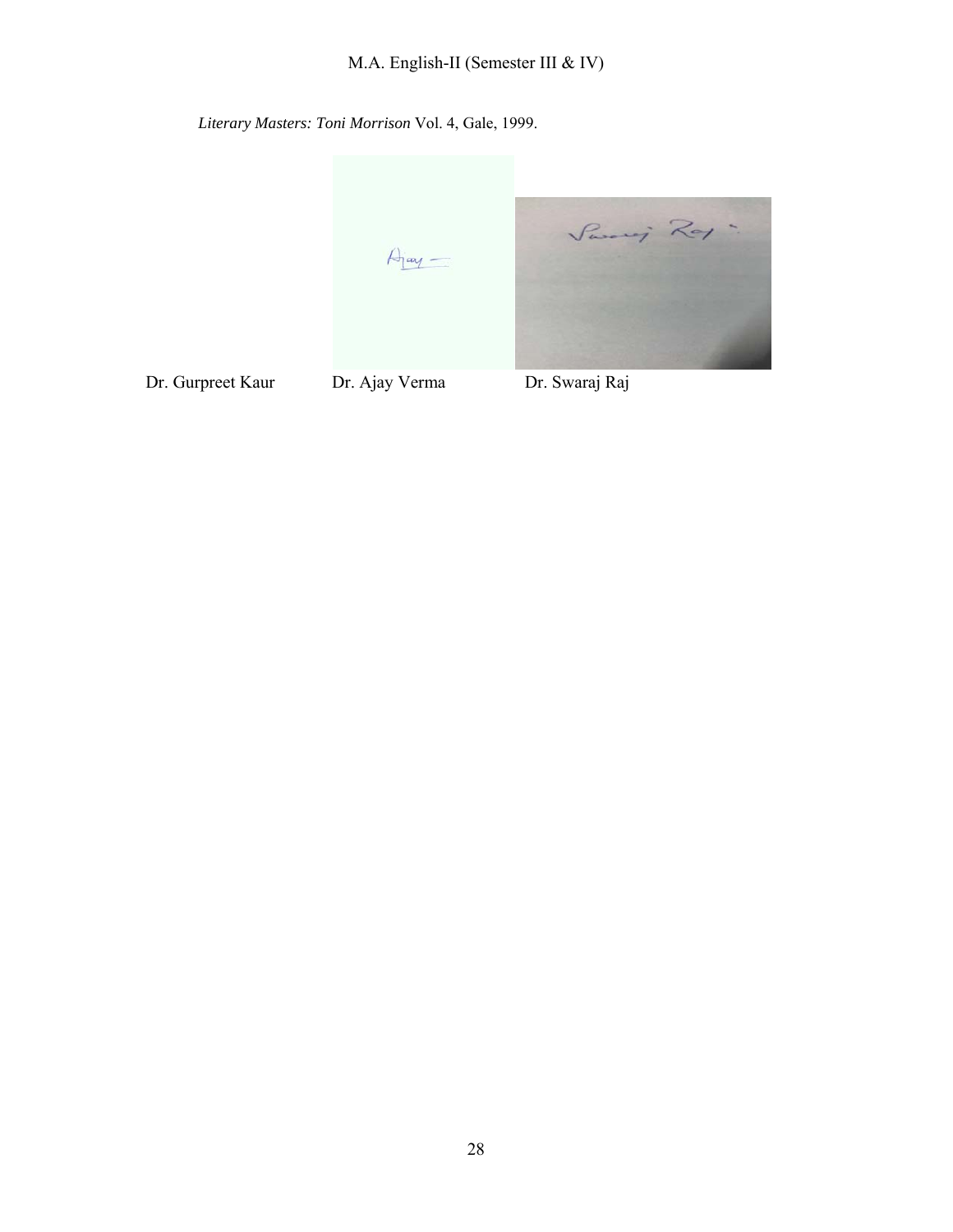*Literary Masters: Toni Morrison* Vol. 4, Gale, 1999.

Dr. Gurpreet Kaur Dr. Ajay Verma Dr. Swaraj Raj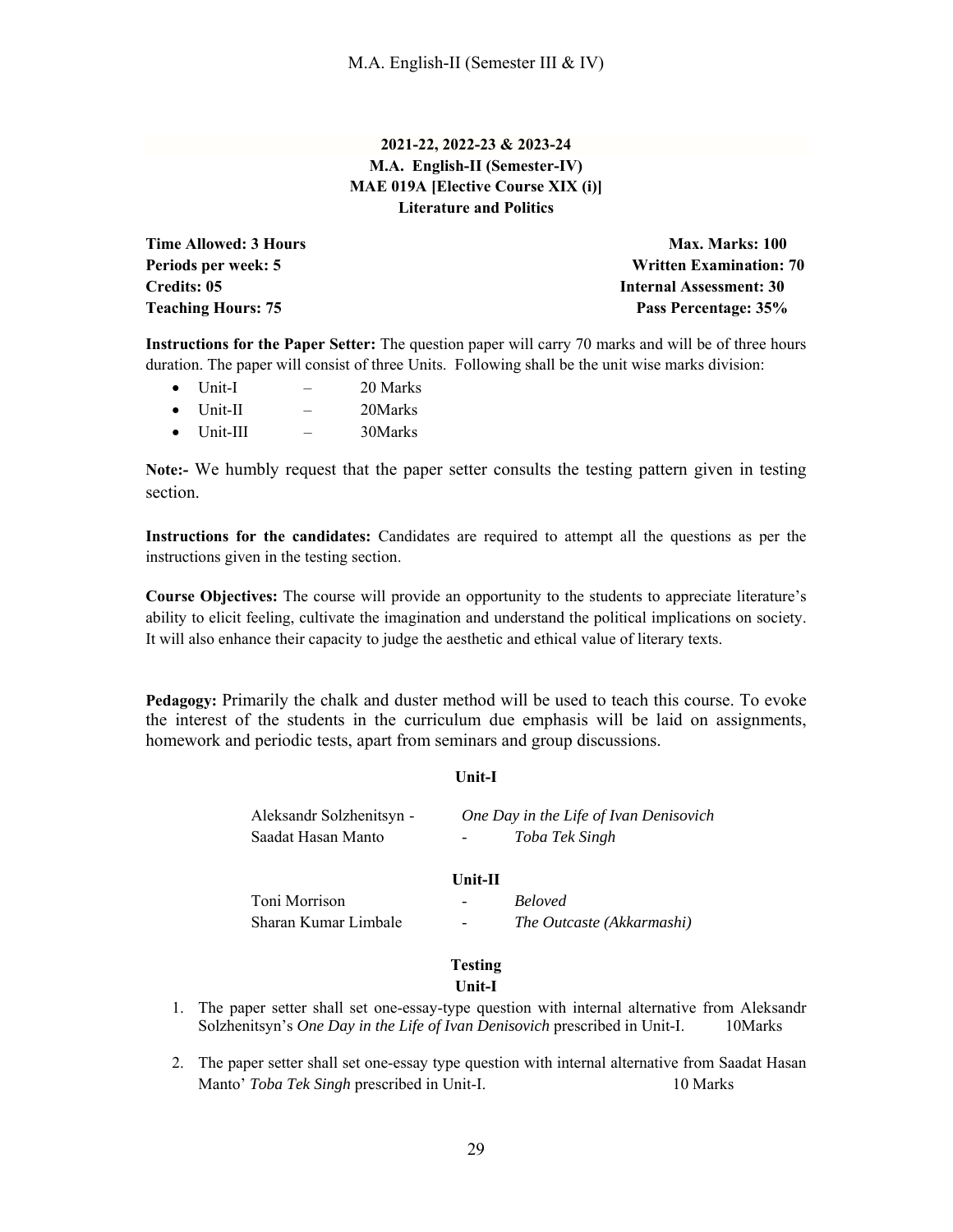**2021-22, 2022-23 & 2023-24**
**M.A. English-II (Semester-IV)**
**MAE 019A [Elective Course XIX (i)]**
**Literature and Politics**

| | |
|---|---|
| **Time Allowed: 3 Hours** | **Max. Marks: 100** |
| **Periods per week: 5** | **Written Examination: 70** |
| **Credits: 05** | **Internal Assessment: 30** |
| **Teaching Hours: 75** | **Pass Percentage: 35%** |

**Instructions for the Paper Setter:** The question paper will carry 70 marks and will be of three hours duration. The paper will consist of three Units. Following shall be the unit wise marks division:

- Unit-I – 20 Marks
- Unit-II – 20Marks
- Unit-III – 30Marks

**Note:-** We humbly request that the paper setter consults the testing pattern given in testing section.

**Instructions for the candidates:** Candidates are required to attempt all the questions as per the instructions given in the testing section.

**Course Objectives:** The course will provide an opportunity to the students to appreciate literature's ability to elicit feeling, cultivate the imagination and understand the political implications on society. It will also enhance their capacity to judge the aesthetic and ethical value of literary texts.

**Pedagogy:** Primarily the chalk and duster method will be used to teach this course. To evoke the interest of the students in the curriculum due emphasis will be laid on assignments, homework and periodic tests, apart from seminars and group discussions.

**Unit-I**

Aleksandr Solzhenitsyn - *One Day in the Life of Ivan Denisovich*
Saadat Hasan Manto - *Toba Tek Singh*

**Unit-II**

Toni Morrison - *Beloved*
Sharan Kumar Limbale - *The Outcaste (Akkarmashi)*

**Testing**
**Unit-I**

1. The paper setter shall set one-essay-type question with internal alternative from Aleksandr Solzhenitsyn's *One Day in the Life of Ivan Denisovich* prescribed in Unit-I. 10Marks

2. The paper setter shall set one-essay type question with internal alternative from Saadat Hasan Manto' *Toba Tek Singh* prescribed in Unit-I. 10 Marks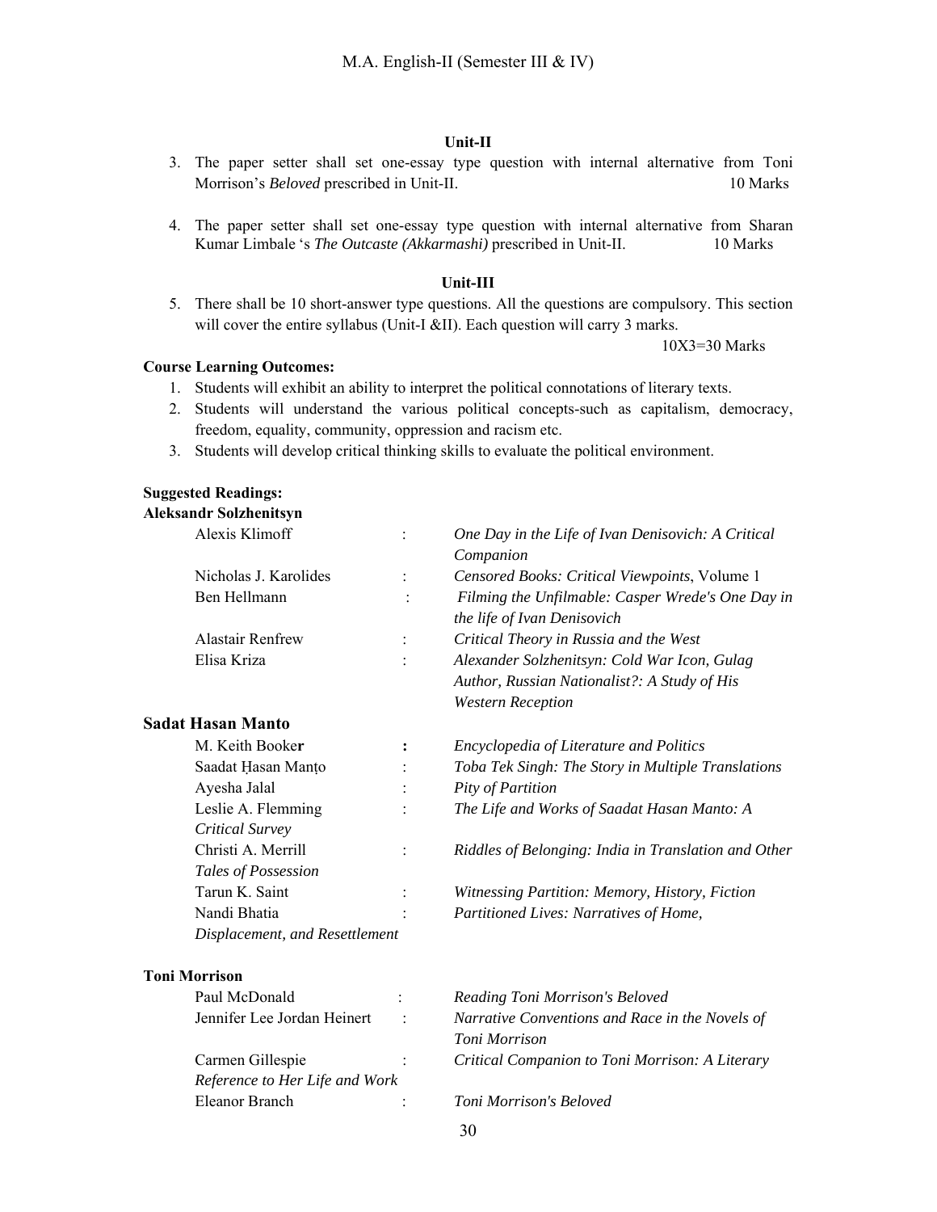### Unit-II

3. The paper setter shall set one-essay type question with internal alternative from Toni Morrison's *Beloved* prescribed in Unit-II. 10 Marks

4. The paper setter shall set one-essay type question with internal alternative from Sharan Kumar Limbale 's *The Outcaste (Akkarmashi)* prescribed in Unit-II. 10 Marks

### Unit-III

5. There shall be 10 short-answer type questions. All the questions are compulsory. This section will cover the entire syllabus (Unit-I &II). Each question will carry 3 marks.

   10X3=30 Marks

**Course Learning Outcomes:**

1. Students will exhibit an ability to interpret the political connotations of literary texts.
2. Students will understand the various political concepts-such as capitalism, democracy, freedom, equality, community, oppression and racism etc.
3. Students will develop critical thinking skills to evaluate the political environment.

**Suggested Readings:**

**Aleksandr Solzhenitsyn**

| | | |
|---|---|---|
| Alexis Klimoff | : | *One Day in the Life of Ivan Denisovich: A Critical Companion* |
| Nicholas J. Karolides | : | *Censored Books: Critical Viewpoints*, Volume 1 |
| Ben Hellmann | : | *Filming the Unfilmable: Casper Wrede's One Day in the life of Ivan Denisovich* |
| Alastair Renfrew | : | *Critical Theory in Russia and the West* |
| Elisa Kriza | : | *Alexander Solzhenitsyn: Cold War Icon, Gulag Author, Russian Nationalist?: A Study of His Western Reception* |

**Sadat Hasan Manto**

| | | |
|---|---|---|
| M. Keith Booker | : | *Encyclopedia of Literature and Politics* |
| Saadat Ḥasan Manṭo | : | *Toba Tek Singh: The Story in Multiple Translations* |
| Ayesha Jalal | : | *Pity of Partition* |
| Leslie A. Flemming | : | *The Life and Works of Saadat Hasan Manto: A Critical Survey* |
| Christi A. Merrill | : | *Riddles of Belonging: India in Translation and Other Tales of Possession* |
| Tarun K. Saint | : | *Witnessing Partition: Memory, History, Fiction* |
| Nandi Bhatia | : | *Partitioned Lives: Narratives of Home, Displacement, and Resettlement* |

**Toni Morrison**

| | | |
|---|---|---|
| Paul McDonald | : | *Reading Toni Morrison's Beloved* |
| Jennifer Lee Jordan Heinert | : | *Narrative Conventions and Race in the Novels of Toni Morrison* |
| Carmen Gillespie | : | *Critical Companion to Toni Morrison: A Literary Reference to Her Life and Work* |
| Eleanor Branch | : | *Toni Morrison's Beloved* |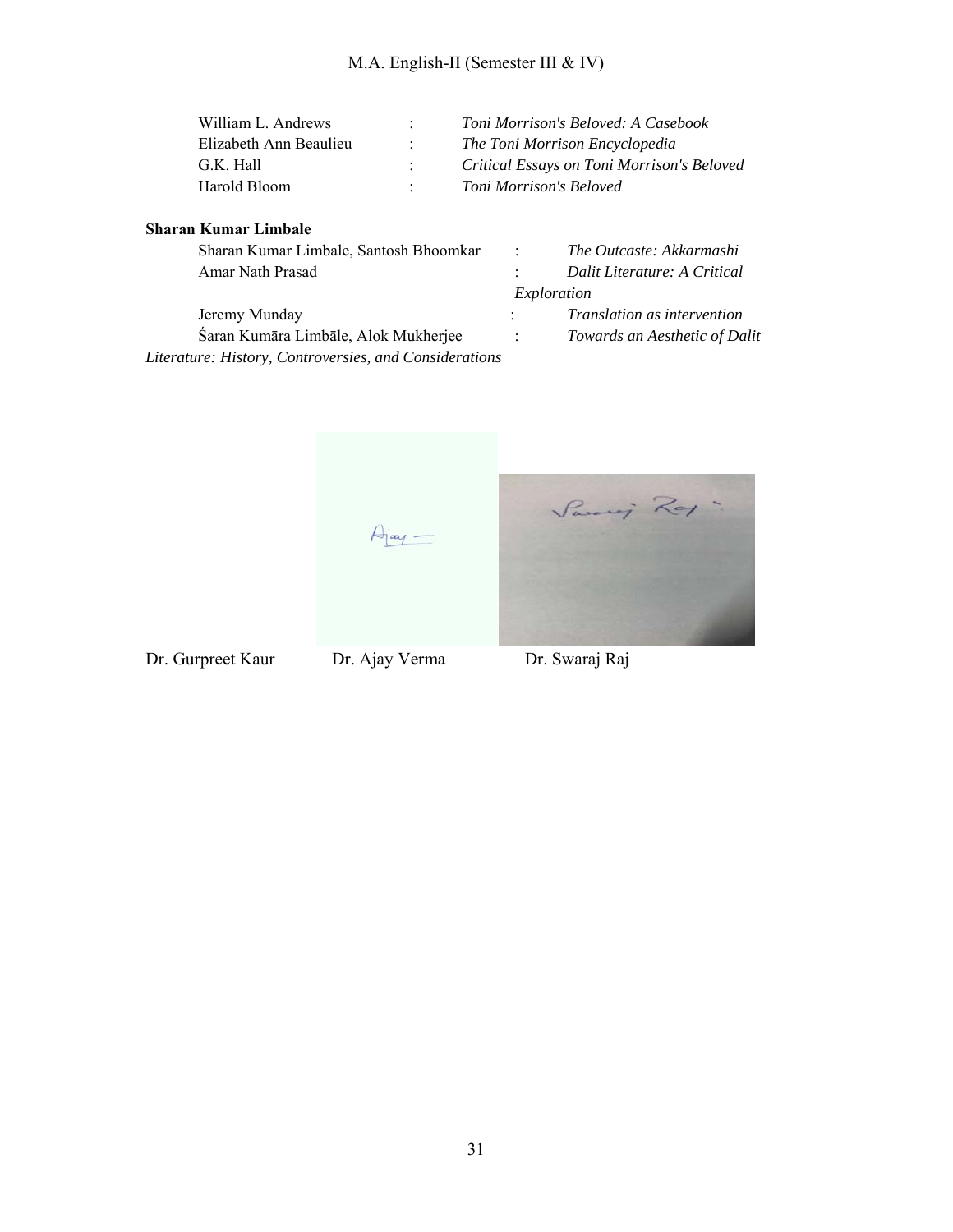William L. Andrews : *Toni Morrison's Beloved: A Casebook*
Elizabeth Ann Beaulieu : *The Toni Morrison Encyclopedia*
G.K. Hall : *Critical Essays on Toni Morrison's Beloved*
Harold Bloom : *Toni Morrison's Beloved*

**Sharan Kumar Limbale**

Sharan Kumar Limbale, Santosh Bhoomkar : *The Outcaste: Akkarmashi*
Amar Nath Prasad : *Dalit Literature: A Critical Exploration*
Jeremy Munday : *Translation as intervention*
Śaran Kumāra Limbāle, Alok Mukherjee : *Towards an Aesthetic of Dalit Literature: History, Controversies, and Considerations*

Dr. Gurpreet Kaur Dr. Ajay Verma Dr. Swaraj Raj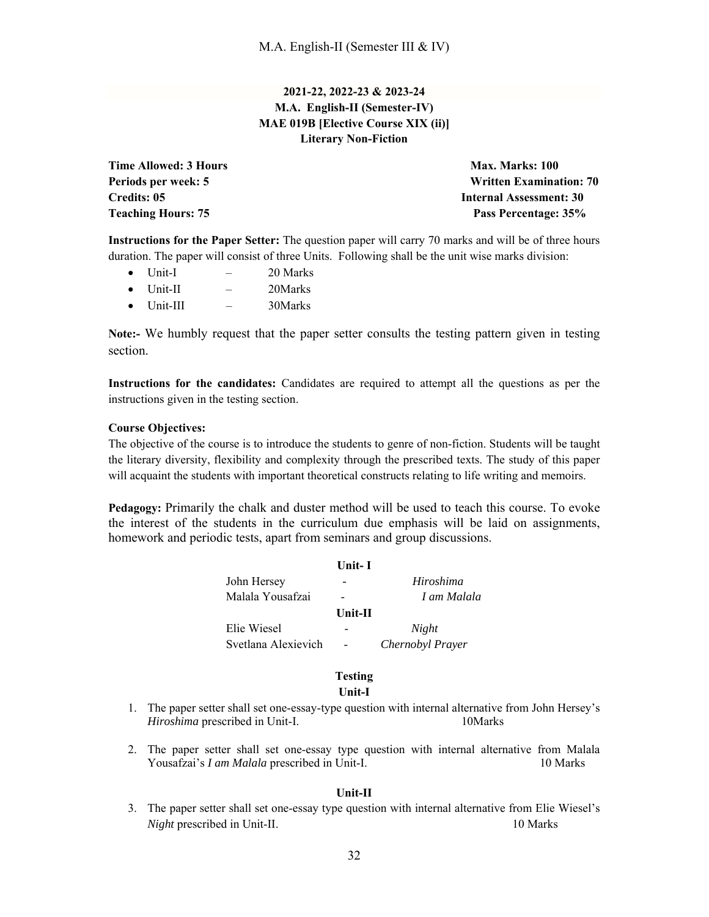**2021-22, 2022-23 & 2023-24**
**M.A. English-II (Semester-IV)**
**MAE 019B [Elective Course XIX (ii)]**
**Literary Non-Fiction**

| | |
|---|---|
| **Time Allowed: 3 Hours** | **Max. Marks: 100** |
| **Periods per week: 5** | **Written Examination: 70** |
| **Credits: 05** | **Internal Assessment: 30** |
| **Teaching Hours: 75** | **Pass Percentage: 35%** |

**Instructions for the Paper Setter:** The question paper will carry 70 marks and will be of three hours duration. The paper will consist of three Units. Following shall be the unit wise marks division:

- Unit-I – 20 Marks
- Unit-II – 20Marks
- Unit-III – 30Marks

**Note:-** We humbly request that the paper setter consults the testing pattern given in testing section.

**Instructions for the candidates:** Candidates are required to attempt all the questions as per the instructions given in the testing section.

**Course Objectives:**
The objective of the course is to introduce the students to genre of non-fiction. Students will be taught the literary diversity, flexibility and complexity through the prescribed texts. The study of this paper will acquaint the students with important theoretical constructs relating to life writing and memoirs.

**Pedagogy:** Primarily the chalk and duster method will be used to teach this course. To evoke the interest of the students in the curriculum due emphasis will be laid on assignments, homework and periodic tests, apart from seminars and group discussions.

**Unit- I**

John Hersey - *Hiroshima*
Malala Yousafzai - *I am Malala*

**Unit-II**

Elie Wiesel - *Night*
Svetlana Alexievich - *Chernobyl Prayer*

**Testing**

**Unit-I**

1. The paper setter shall set one-essay-type question with internal alternative from John Hersey's *Hiroshima* prescribed in Unit-I. 10Marks

2. The paper setter shall set one-essay type question with internal alternative from Malala Yousafzai's *I am Malala* prescribed in Unit-I. 10 Marks

**Unit-II**

3. The paper setter shall set one-essay type question with internal alternative from Elie Wiesel's *Night* prescribed in Unit-II. 10 Marks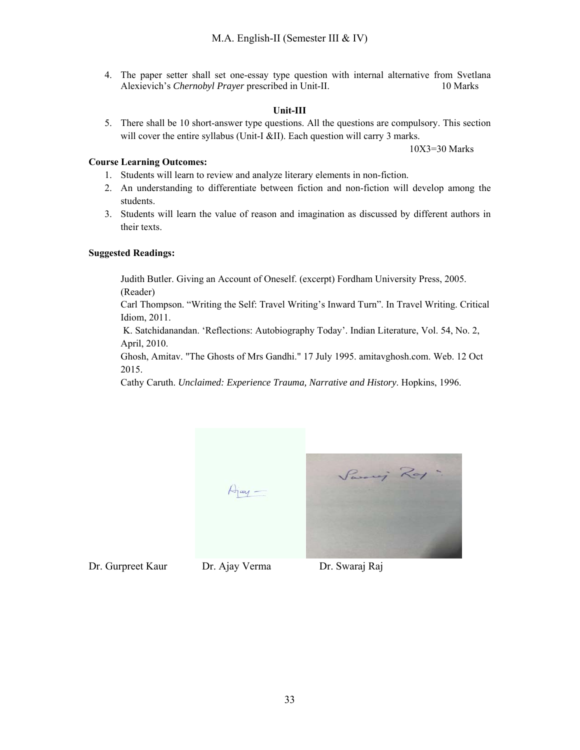4. The paper setter shall set one-essay type question with internal alternative from Svetlana Alexievich's *Chernobyl Prayer* prescribed in Unit-II. 10 Marks

**Unit-III**

5. There shall be 10 short-answer type questions. All the questions are compulsory. This section will cover the entire syllabus (Unit-I &II). Each question will carry 3 marks.

   10X3=30 Marks

**Course Learning Outcomes:**

1. Students will learn to review and analyze literary elements in non-fiction.
2. An understanding to differentiate between fiction and non-fiction will develop among the students.
3. Students will learn the value of reason and imagination as discussed by different authors in their texts.

**Suggested Readings:**

Judith Butler. Giving an Account of Oneself. (excerpt) Fordham University Press, 2005. (Reader)

Carl Thompson. "Writing the Self: Travel Writing's Inward Turn". In Travel Writing. Critical Idiom, 2011.

K. Satchidanandan. 'Reflections: Autobiography Today'. Indian Literature, Vol. 54, No. 2, April, 2010.

Ghosh, Amitav. "The Ghosts of Mrs Gandhi." 17 July 1995. amitavghosh.com. Web. 12 Oct 2015.

Cathy Caruth. *Unclaimed: Experience Trauma, Narrative and History*. Hopkins, 1996.

Dr. Gurpreet Kaur Dr. Ajay Verma Dr. Swaraj Raj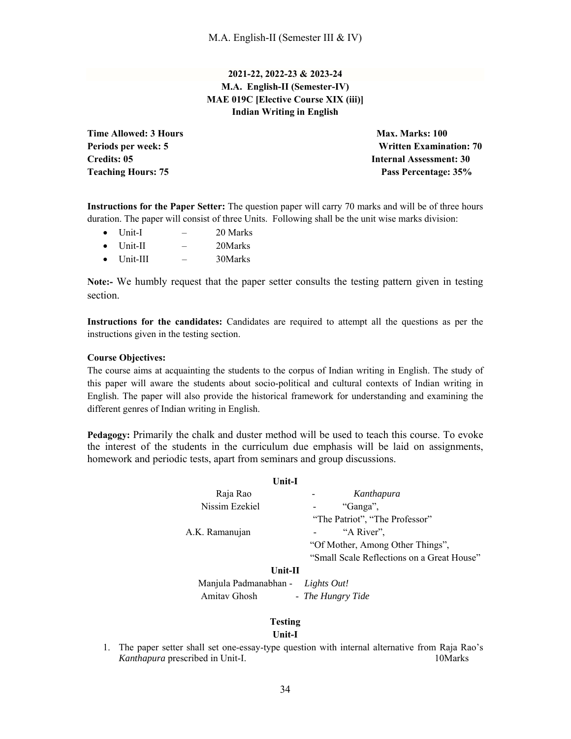**2021-22, 2022-23 & 2023-24**
**M.A. English-II (Semester-IV)**
**MAE 019C [Elective Course XIX (iii)]**
**Indian Writing in English**

| | |
|---|---|
| **Time Allowed: 3 Hours** | **Max. Marks: 100** |
| **Periods per week: 5** | **Written Examination: 70** |
| **Credits: 05** | **Internal Assessment: 30** |
| **Teaching Hours: 75** | **Pass Percentage: 35%** |

**Instructions for the Paper Setter:** The question paper will carry 70 marks and will be of three hours duration. The paper will consist of three Units. Following shall be the unit wise marks division:

- Unit-I – 20 Marks
- Unit-II – 20Marks
- Unit-III – 30Marks

**Note:-** We humbly request that the paper setter consults the testing pattern given in testing section.

**Instructions for the candidates:** Candidates are required to attempt all the questions as per the instructions given in the testing section.

**Course Objectives:**
The course aims at acquainting the students to the corpus of Indian writing in English. The study of this paper will aware the students about socio-political and cultural contexts of Indian writing in English. The paper will also provide the historical framework for understanding and examining the different genres of Indian writing in English.

**Pedagogy:** Primarily the chalk and duster method will be used to teach this course. To evoke the interest of the students in the curriculum due emphasis will be laid on assignments, homework and periodic tests, apart from seminars and group discussions.

**Unit-I**

Raja Rao - *Kanthapura*
Nissim Ezekiel - "Ganga", "The Patriot", "The Professor"
A.K. Ramanujan - "A River", "Of Mother, Among Other Things", "Small Scale Reflections on a Great House"

**Unit-II**

Manjula Padmanabhan - *Lights Out!*
Amitav Ghosh - *The Hungry Tide*

**Testing**

**Unit-I**

1. The paper setter shall set one-essay-type question with internal alternative from Raja Rao's *Kanthapura* prescribed in Unit-I. 10Marks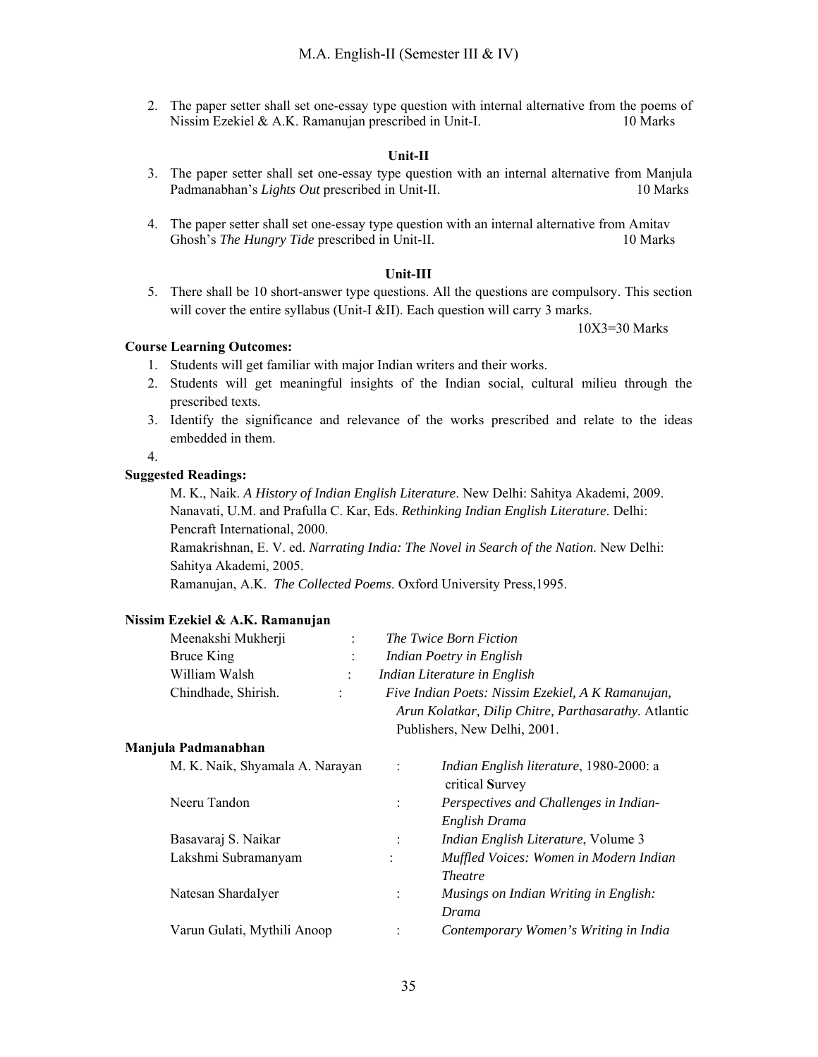2. The paper setter shall set one-essay type question with internal alternative from the poems of Nissim Ezekiel & A.K. Ramanujan prescribed in Unit-I. 10 Marks

**Unit-II**

3. The paper setter shall set one-essay type question with an internal alternative from Manjula Padmanabhan's *Lights Out* prescribed in Unit-II. 10 Marks

4. The paper setter shall set one-essay type question with an internal alternative from Amitav Ghosh's *The Hungry Tide* prescribed in Unit-II. 10 Marks

**Unit-III**

5. There shall be 10 short-answer type questions. All the questions are compulsory. This section will cover the entire syllabus (Unit-I &II). Each question will carry 3 marks.
   10X3=30 Marks

**Course Learning Outcomes:**

1. Students will get familiar with major Indian writers and their works.
2. Students will get meaningful insights of the Indian social, cultural milieu through the prescribed texts.
3. Identify the significance and relevance of the works prescribed and relate to the ideas embedded in them.
4.

**Suggested Readings:**

M. K., Naik. *A History of Indian English Literature*. New Delhi: Sahitya Akademi, 2009.
Nanavati, U.M. and Prafulla C. Kar, Eds. *Rethinking Indian English Literature*. Delhi: Pencraft International, 2000.
Ramakrishnan, E. V. ed. *Narrating India: The Novel in Search of the Nation*. New Delhi: Sahitya Akademi, 2005.
Ramanujan, A.K. *The Collected Poems*. Oxford University Press,1995.

**Nissim Ezekiel & A.K. Ramanujan**

| | | |
|---|---|---|
| Meenakshi Mukherji | : | *The Twice Born Fiction* |
| Bruce King | : | *Indian Poetry in English* |
| William Walsh | : | *Indian Literature in English* |
| Chindhade, Shirish. | : | *Five Indian Poets: Nissim Ezekiel, A K Ramanujan, Arun Kolatkar, Dilip Chitre, Parthasarathy*. Atlantic Publishers, New Delhi, 2001. |

**Manjula Padmanabhan**

| | | |
|---|---|---|
| M. K. Naik, Shyamala A. Narayan | : | *Indian English literature*, 1980-2000: a critical **S**urvey |
| Neeru Tandon | : | *Perspectives and Challenges in Indian-English Drama* |
| Basavaraj S. Naikar | : | *Indian English Literature*, Volume 3 |
| Lakshmi Subramanyam | : | *Muffled Voices: Women in Modern Indian Theatre* |
| Natesan ShardaIyer | : | *Musings on Indian Writing in English: Drama* |
| Varun Gulati, Mythili Anoop | : | *Contemporary Women's Writing in India* |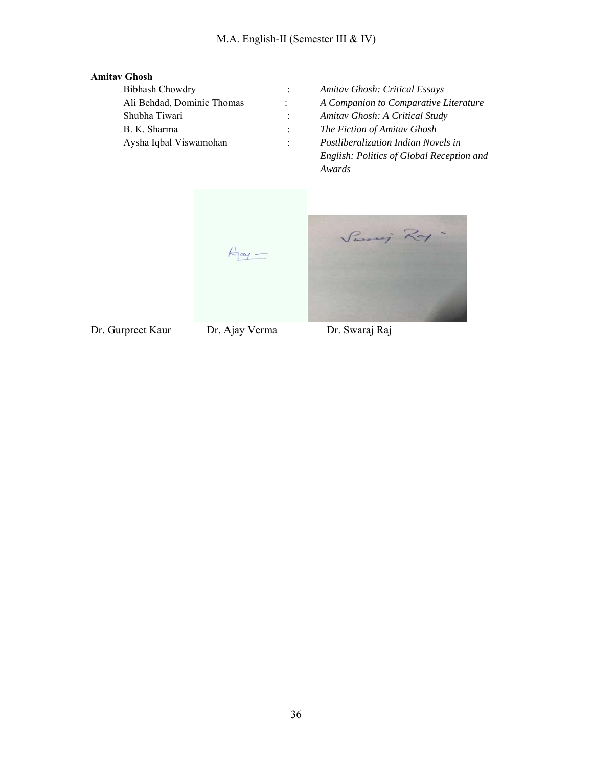**Amitav Ghosh**

| | | |
|---|---|---|
| Bibhash Chowdry | : | *Amitav Ghosh: Critical Essays* |
| Ali Behdad, Dominic Thomas | : | *A Companion to Comparative Literature* |
| Shubha Tiwari | : | *Amitav Ghosh: A Critical Study* |
| B. K. Sharma | : | *The Fiction of Amitav Ghosh* |
| Aysha Iqbal Viswamohan | : | *Postliberalization Indian Novels in English: Politics of Global Reception and Awards* |

Dr. Gurpreet Kaur  Dr. Ajay Verma  Dr. Swaraj Raj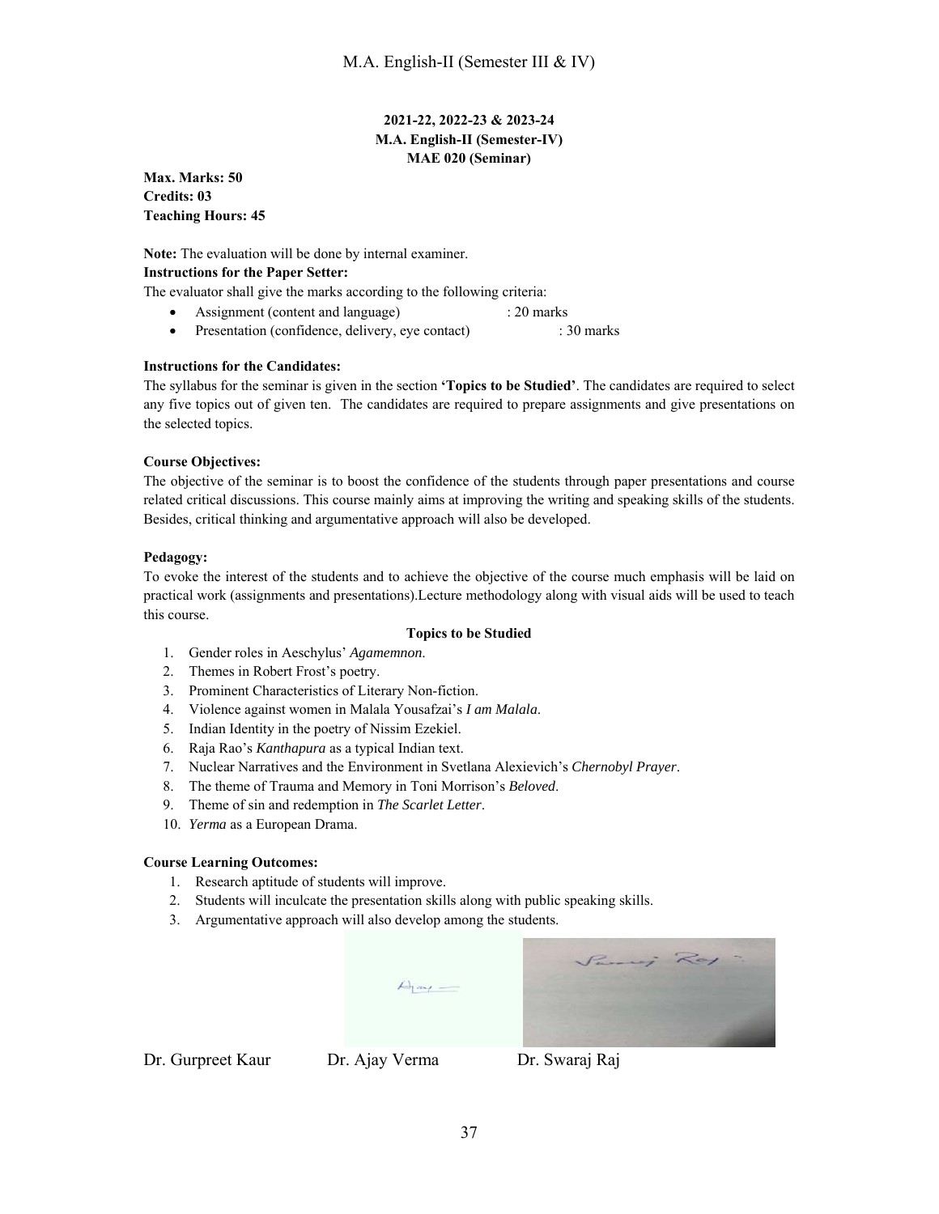**2021-22, 2022-23 & 2023-24**
**M.A. English-II (Semester-IV)**
**MAE 020 (Seminar)**

**Max. Marks: 50**
**Credits: 03**
**Teaching Hours: 45**

**Note:** The evaluation will be done by internal examiner.

**Instructions for the Paper Setter:**

The evaluator shall give the marks according to the following criteria:

- Assignment (content and language) : 20 marks
- Presentation (confidence, delivery, eye contact) : 30 marks

**Instructions for the Candidates:**

The syllabus for the seminar is given in the section **'Topics to be Studied'**. The candidates are required to select any five topics out of given ten. The candidates are required to prepare assignments and give presentations on the selected topics.

**Course Objectives:**

The objective of the seminar is to boost the confidence of the students through paper presentations and course related critical discussions. This course mainly aims at improving the writing and speaking skills of the students. Besides, critical thinking and argumentative approach will also be developed.

**Pedagogy:**

To evoke the interest of the students and to achieve the objective of the course much emphasis will be laid on practical work (assignments and presentations).Lecture methodology along with visual aids will be used to teach this course.

**Topics to be Studied**

1. Gender roles in Aeschylus' *Agamemnon*.
2. Themes in Robert Frost's poetry.
3. Prominent Characteristics of Literary Non-fiction.
4. Violence against women in Malala Yousafzai's *I am Malala*.
5. Indian Identity in the poetry of Nissim Ezekiel.
6. Raja Rao's *Kanthapura* as a typical Indian text.
7. Nuclear Narratives and the Environment in Svetlana Alexievich's *Chernobyl Prayer*.
8. The theme of Trauma and Memory in Toni Morrison's *Beloved*.
9. Theme of sin and redemption in *The Scarlet Letter*.
10. *Yerma* as a European Drama.

**Course Learning Outcomes:**

1. Research aptitude of students will improve.
2. Students will inculcate the presentation skills along with public speaking skills.
3. Argumentative approach will also develop among the students.

Dr. Gurpreet Kaur Dr. Ajay Verma Dr. Swaraj Raj